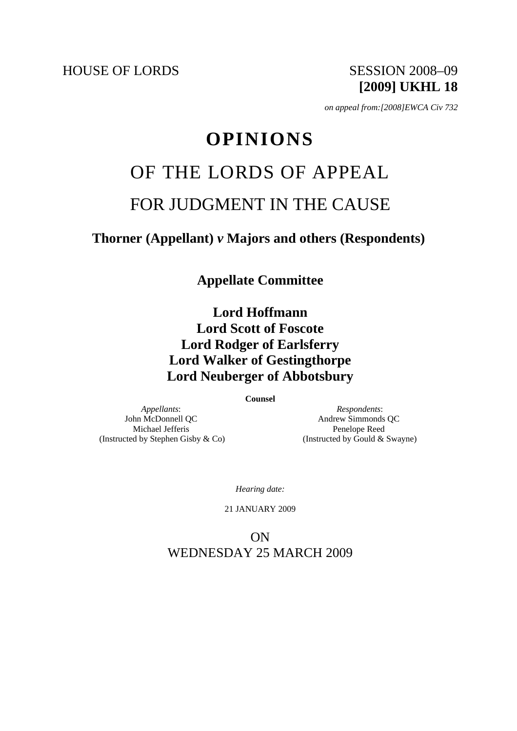HOUSE OF LORDS SESSION 2008–09

**[2009] UKHL 18**

*on appeal from:[2008]EWCA Civ 732*

# OPINIONS

# OF THE LORDS OF APPEAL

# FOR JUDGMENT IN THE CAUSE

## Thorner (Appellant) *v* Majors and others (Respondents)

## Appellate Committee

## Lord Hoffmann
## Lord Scott of Foscote
## Lord Rodger of Earlsferry
## Lord Walker of Gestingthorpe
## Lord Neuberger of Abbotsbury

**Counsel**

| *Appellants*: | *Respondents*: |
|---|---|
| John McDonnell QC | Andrew Simmonds QC |
| Michael Jefferis | Penelope Reed |
| (Instructed by Stephen Gisby & Co) | (Instructed by Gould & Swayne) |

*Hearing date:*

21 JANUARY 2009

ON
WEDNESDAY 25 MARCH 2009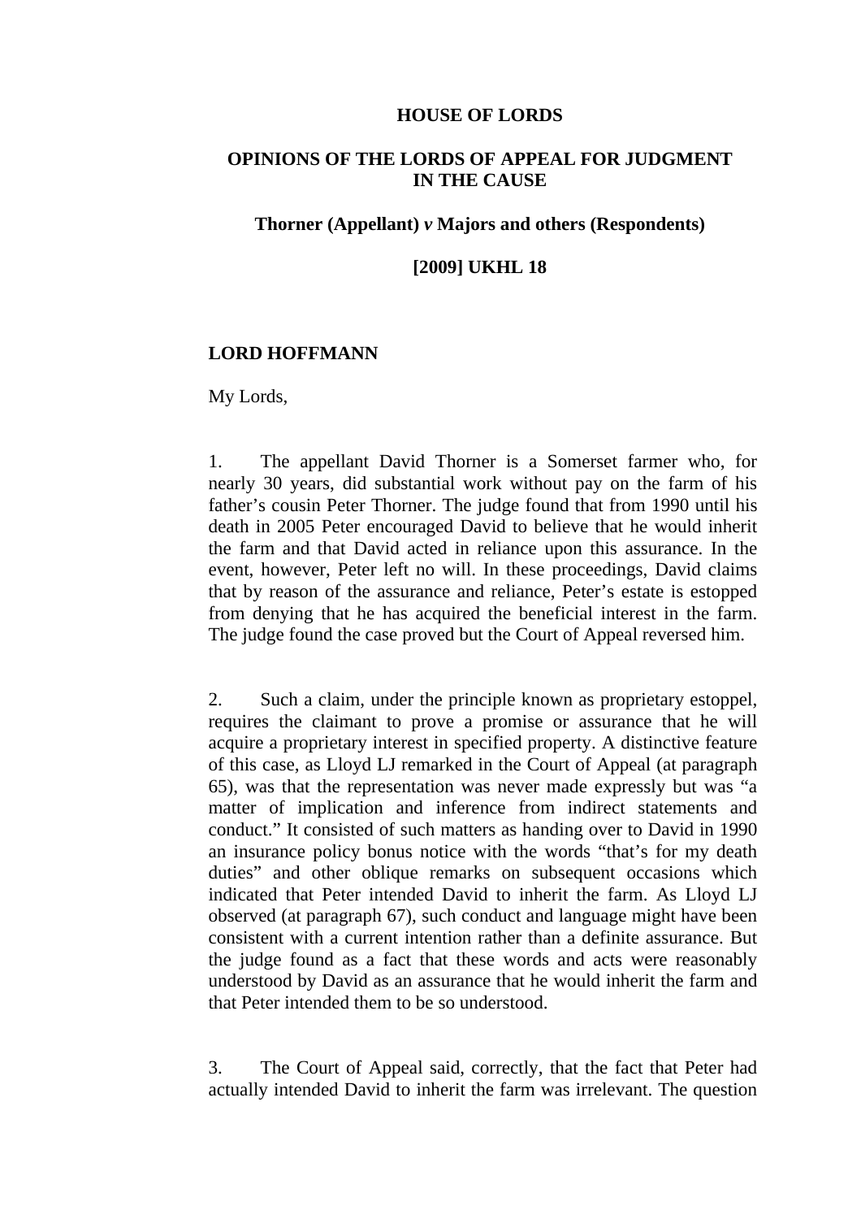**HOUSE OF LORDS**

**OPINIONS OF THE LORDS OF APPEAL FOR JUDGMENT IN THE CAUSE**

**Thorner (Appellant) *v* Majors and others (Respondents)**

**[2009] UKHL 18**

**LORD HOFFMANN**

My Lords,

1. The appellant David Thorner is a Somerset farmer who, for nearly 30 years, did substantial work without pay on the farm of his father's cousin Peter Thorner. The judge found that from 1990 until his death in 2005 Peter encouraged David to believe that he would inherit the farm and that David acted in reliance upon this assurance. In the event, however, Peter left no will. In these proceedings, David claims that by reason of the assurance and reliance, Peter's estate is estopped from denying that he has acquired the beneficial interest in the farm. The judge found the case proved but the Court of Appeal reversed him.

2. Such a claim, under the principle known as proprietary estoppel, requires the claimant to prove a promise or assurance that he will acquire a proprietary interest in specified property. A distinctive feature of this case, as Lloyd LJ remarked in the Court of Appeal (at paragraph 65), was that the representation was never made expressly but was "a matter of implication and inference from indirect statements and conduct." It consisted of such matters as handing over to David in 1990 an insurance policy bonus notice with the words "that's for my death duties" and other oblique remarks on subsequent occasions which indicated that Peter intended David to inherit the farm. As Lloyd LJ observed (at paragraph 67), such conduct and language might have been consistent with a current intention rather than a definite assurance. But the judge found as a fact that these words and acts were reasonably understood by David as an assurance that he would inherit the farm and that Peter intended them to be so understood.

3. The Court of Appeal said, correctly, that the fact that Peter had actually intended David to inherit the farm was irrelevant. The question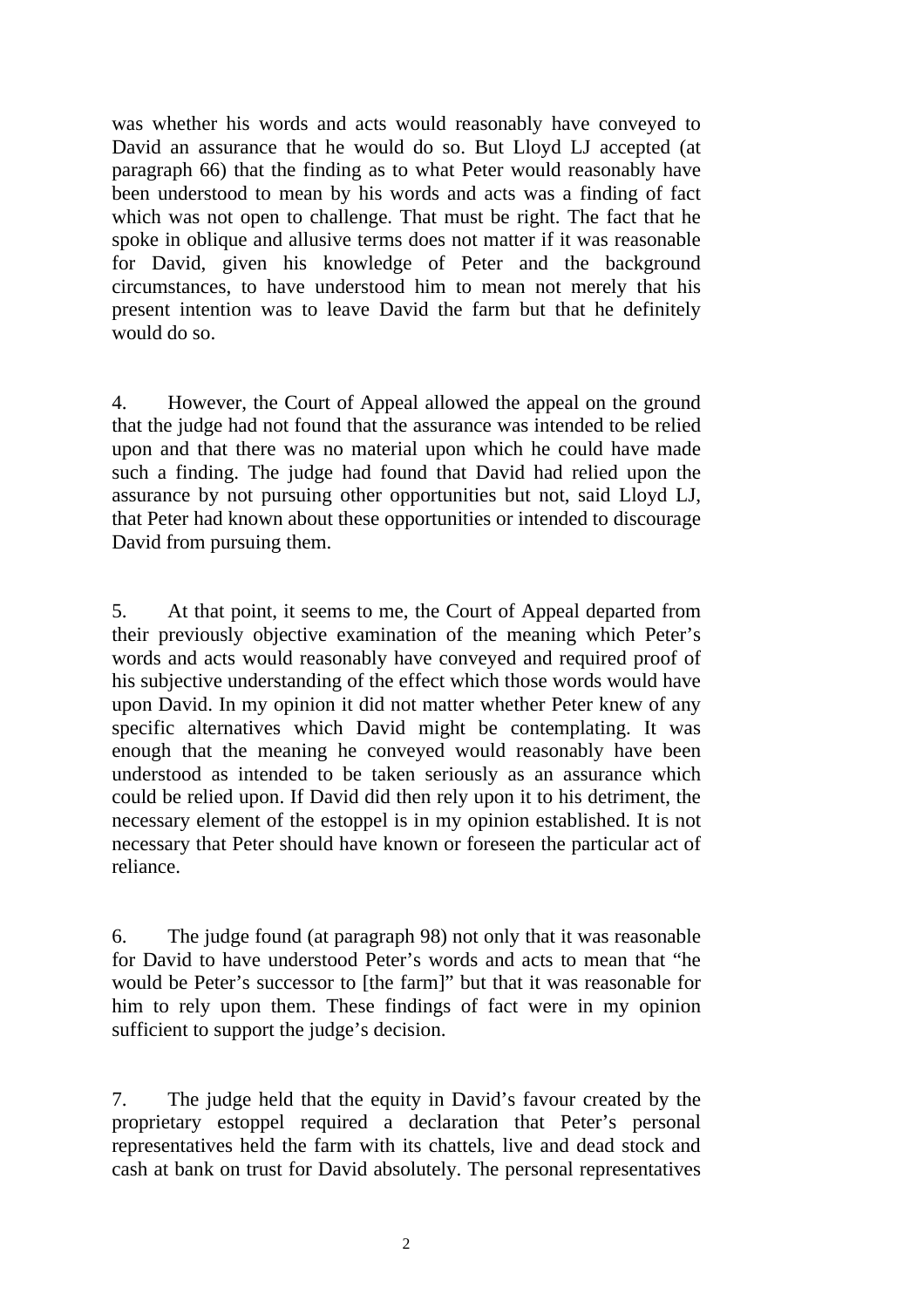was whether his words and acts would reasonably have conveyed to David an assurance that he would do so. But Lloyd LJ accepted (at paragraph 66) that the finding as to what Peter would reasonably have been understood to mean by his words and acts was a finding of fact which was not open to challenge. That must be right. The fact that he spoke in oblique and allusive terms does not matter if it was reasonable for David, given his knowledge of Peter and the background circumstances, to have understood him to mean not merely that his present intention was to leave David the farm but that he definitely would do so.

4. However, the Court of Appeal allowed the appeal on the ground that the judge had not found that the assurance was intended to be relied upon and that there was no material upon which he could have made such a finding. The judge had found that David had relied upon the assurance by not pursuing other opportunities but not, said Lloyd LJ, that Peter had known about these opportunities or intended to discourage David from pursuing them.

5. At that point, it seems to me, the Court of Appeal departed from their previously objective examination of the meaning which Peter's words and acts would reasonably have conveyed and required proof of his subjective understanding of the effect which those words would have upon David. In my opinion it did not matter whether Peter knew of any specific alternatives which David might be contemplating. It was enough that the meaning he conveyed would reasonably have been understood as intended to be taken seriously as an assurance which could be relied upon. If David did then rely upon it to his detriment, the necessary element of the estoppel is in my opinion established. It is not necessary that Peter should have known or foreseen the particular act of reliance.

6. The judge found (at paragraph 98) not only that it was reasonable for David to have understood Peter's words and acts to mean that "he would be Peter's successor to [the farm]" but that it was reasonable for him to rely upon them. These findings of fact were in my opinion sufficient to support the judge's decision.

7. The judge held that the equity in David's favour created by the proprietary estoppel required a declaration that Peter's personal representatives held the farm with its chattels, live and dead stock and cash at bank on trust for David absolutely. The personal representatives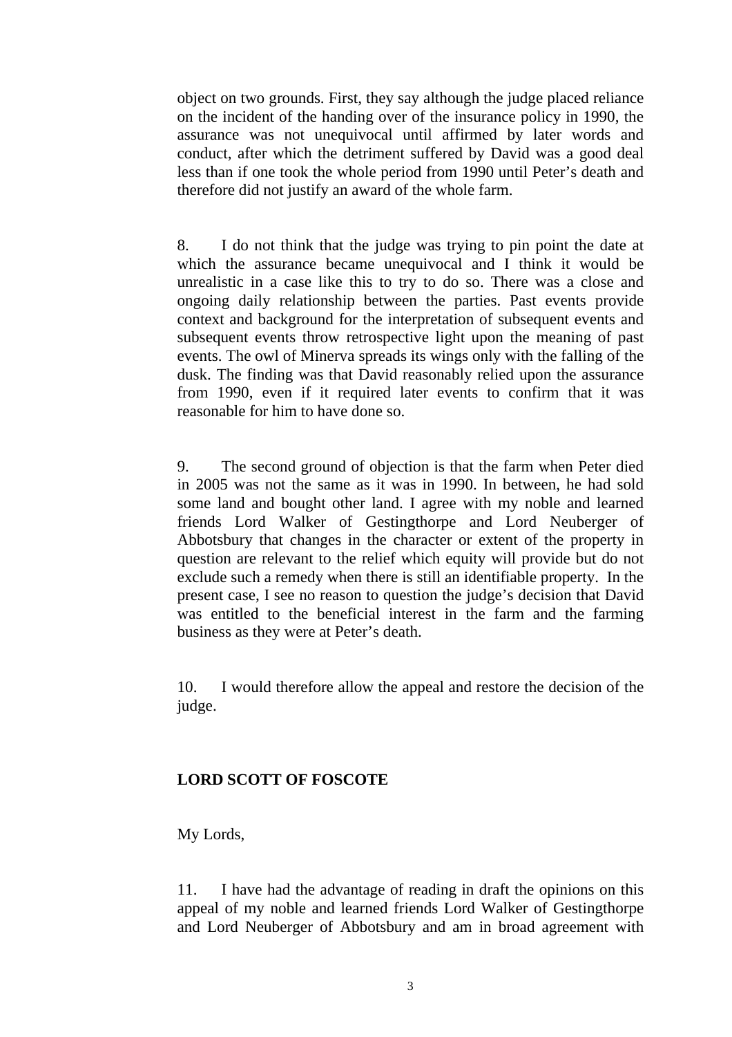object on two grounds. First, they say although the judge placed reliance on the incident of the handing over of the insurance policy in 1990, the assurance was not unequivocal until affirmed by later words and conduct, after which the detriment suffered by David was a good deal less than if one took the whole period from 1990 until Peter's death and therefore did not justify an award of the whole farm.

8. I do not think that the judge was trying to pin point the date at which the assurance became unequivocal and I think it would be unrealistic in a case like this to try to do so. There was a close and ongoing daily relationship between the parties. Past events provide context and background for the interpretation of subsequent events and subsequent events throw retrospective light upon the meaning of past events. The owl of Minerva spreads its wings only with the falling of the dusk. The finding was that David reasonably relied upon the assurance from 1990, even if it required later events to confirm that it was reasonable for him to have done so.

9. The second ground of objection is that the farm when Peter died in 2005 was not the same as it was in 1990. In between, he had sold some land and bought other land. I agree with my noble and learned friends Lord Walker of Gestingthorpe and Lord Neuberger of Abbotsbury that changes in the character or extent of the property in question are relevant to the relief which equity will provide but do not exclude such a remedy when there is still an identifiable property. In the present case, I see no reason to question the judge's decision that David was entitled to the beneficial interest in the farm and the farming business as they were at Peter's death.

10. I would therefore allow the appeal and restore the decision of the judge.

## LORD SCOTT OF FOSCOTE

My Lords,

11. I have had the advantage of reading in draft the opinions on this appeal of my noble and learned friends Lord Walker of Gestingthorpe and Lord Neuberger of Abbotsbury and am in broad agreement with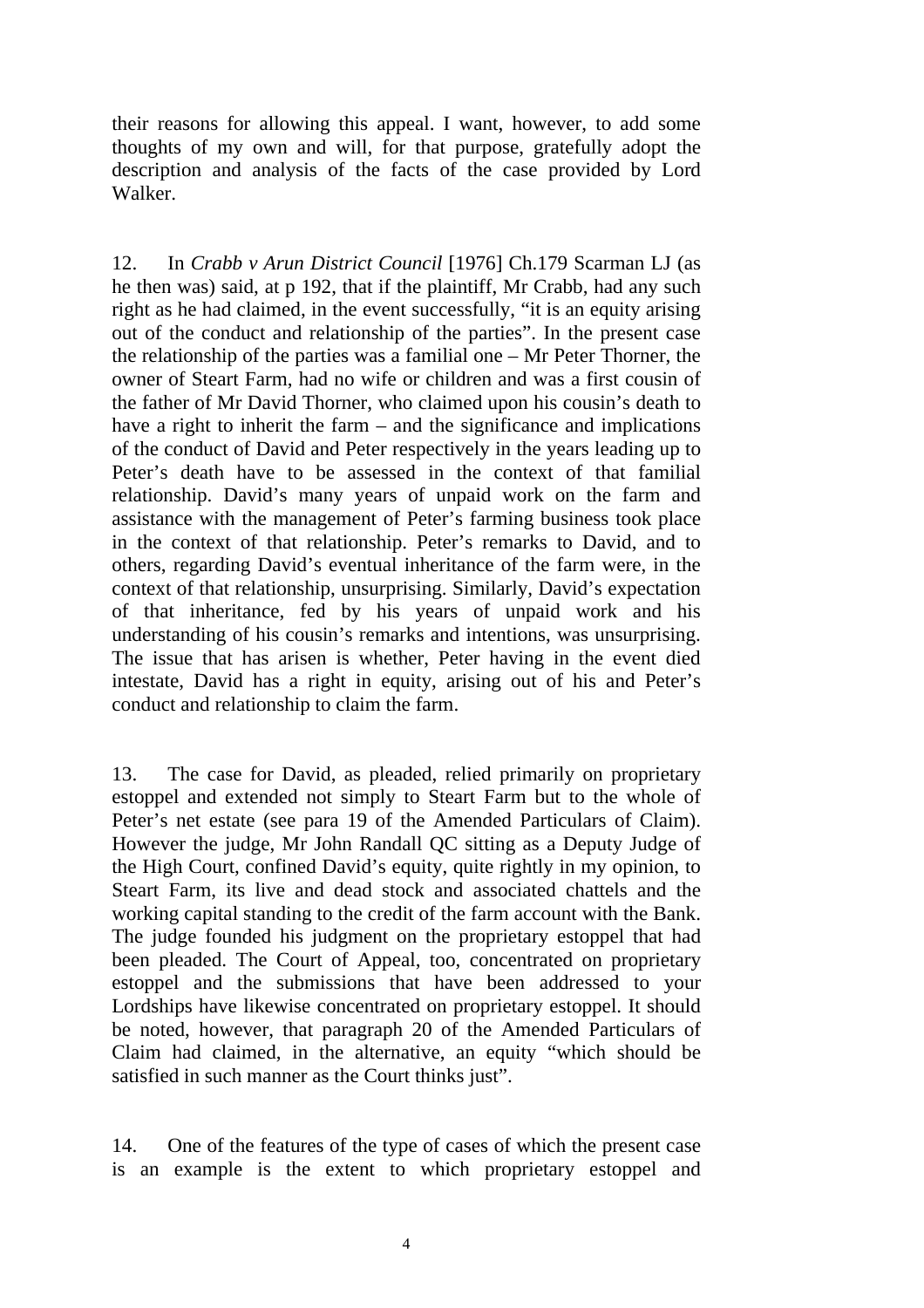their reasons for allowing this appeal. I want, however, to add some thoughts of my own and will, for that purpose, gratefully adopt the description and analysis of the facts of the case provided by Lord Walker.

12. In *Crabb v Arun District Council* [1976] Ch.179 Scarman LJ (as he then was) said, at p 192, that if the plaintiff, Mr Crabb, had any such right as he had claimed, in the event successfully, "it is an equity arising out of the conduct and relationship of the parties". In the present case the relationship of the parties was a familial one – Mr Peter Thorner, the owner of Steart Farm, had no wife or children and was a first cousin of the father of Mr David Thorner, who claimed upon his cousin's death to have a right to inherit the farm – and the significance and implications of the conduct of David and Peter respectively in the years leading up to Peter's death have to be assessed in the context of that familial relationship. David's many years of unpaid work on the farm and assistance with the management of Peter's farming business took place in the context of that relationship. Peter's remarks to David, and to others, regarding David's eventual inheritance of the farm were, in the context of that relationship, unsurprising. Similarly, David's expectation of that inheritance, fed by his years of unpaid work and his understanding of his cousin's remarks and intentions, was unsurprising. The issue that has arisen is whether, Peter having in the event died intestate, David has a right in equity, arising out of his and Peter's conduct and relationship to claim the farm.

13. The case for David, as pleaded, relied primarily on proprietary estoppel and extended not simply to Steart Farm but to the whole of Peter's net estate (see para 19 of the Amended Particulars of Claim). However the judge, Mr John Randall QC sitting as a Deputy Judge of the High Court, confined David's equity, quite rightly in my opinion, to Steart Farm, its live and dead stock and associated chattels and the working capital standing to the credit of the farm account with the Bank. The judge founded his judgment on the proprietary estoppel that had been pleaded. The Court of Appeal, too, concentrated on proprietary estoppel and the submissions that have been addressed to your Lordships have likewise concentrated on proprietary estoppel. It should be noted, however, that paragraph 20 of the Amended Particulars of Claim had claimed, in the alternative, an equity "which should be satisfied in such manner as the Court thinks just".

14. One of the features of the type of cases of which the present case is an example is the extent to which proprietary estoppel and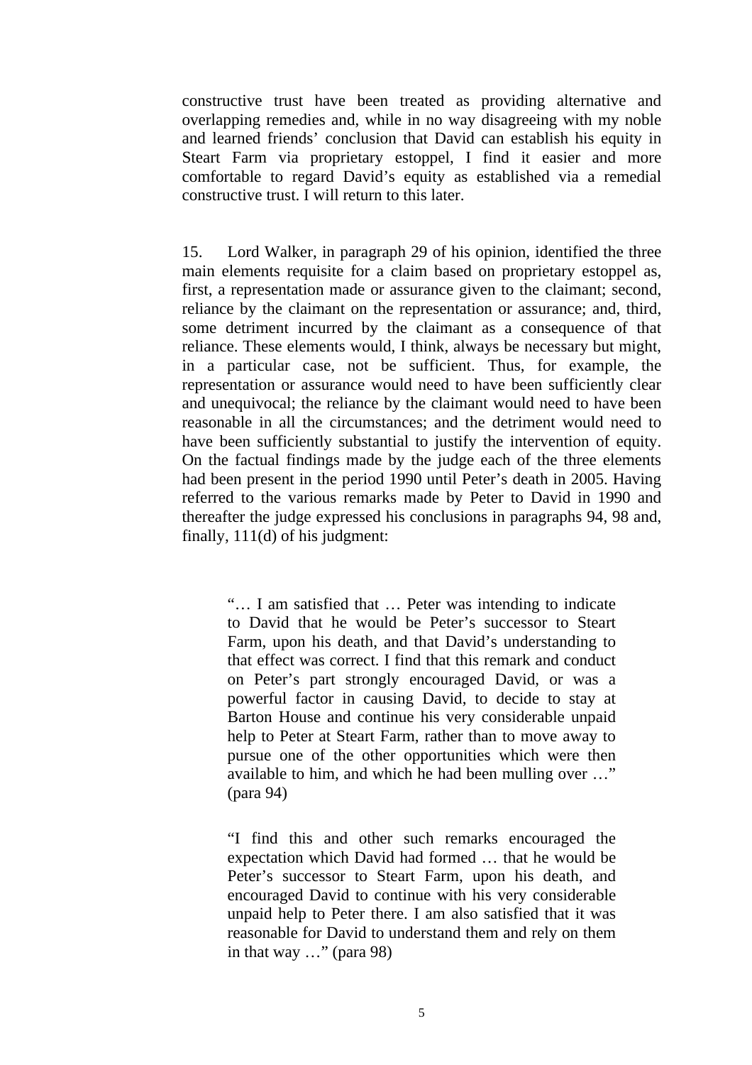constructive trust have been treated as providing alternative and overlapping remedies and, while in no way disagreeing with my noble and learned friends' conclusion that David can establish his equity in Steart Farm via proprietary estoppel, I find it easier and more comfortable to regard David's equity as established via a remedial constructive trust. I will return to this later.

15. Lord Walker, in paragraph 29 of his opinion, identified the three main elements requisite for a claim based on proprietary estoppel as, first, a representation made or assurance given to the claimant; second, reliance by the claimant on the representation or assurance; and, third, some detriment incurred by the claimant as a consequence of that reliance. These elements would, I think, always be necessary but might, in a particular case, not be sufficient. Thus, for example, the representation or assurance would need to have been sufficiently clear and unequivocal; the reliance by the claimant would need to have been reasonable in all the circumstances; and the detriment would need to have been sufficiently substantial to justify the intervention of equity. On the factual findings made by the judge each of the three elements had been present in the period 1990 until Peter's death in 2005. Having referred to the various remarks made by Peter to David in 1990 and thereafter the judge expressed his conclusions in paragraphs 94, 98 and, finally, 111(d) of his judgment:

> "… I am satisfied that … Peter was intending to indicate to David that he would be Peter's successor to Steart Farm, upon his death, and that David's understanding to that effect was correct. I find that this remark and conduct on Peter's part strongly encouraged David, or was a powerful factor in causing David, to decide to stay at Barton House and continue his very considerable unpaid help to Peter at Steart Farm, rather than to move away to pursue one of the other opportunities which were then available to him, and which he had been mulling over …" (para 94)
>
> "I find this and other such remarks encouraged the expectation which David had formed … that he would be Peter's successor to Steart Farm, upon his death, and encouraged David to continue with his very considerable unpaid help to Peter there. I am also satisfied that it was reasonable for David to understand them and rely on them in that way …" (para 98)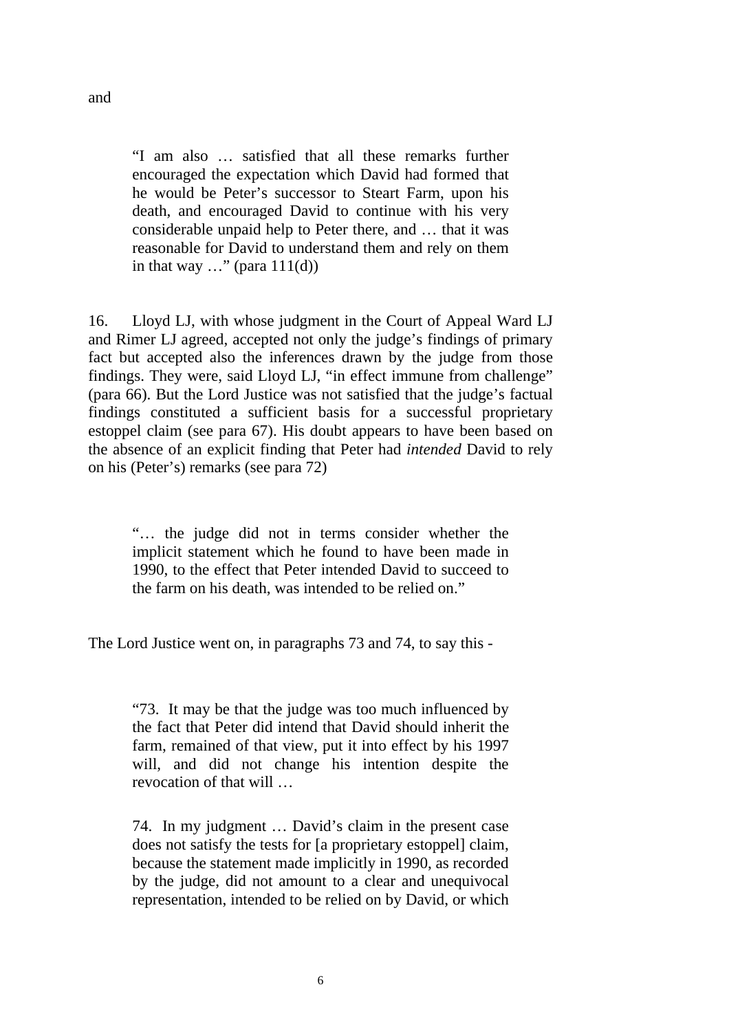and

> "I am also … satisfied that all these remarks further encouraged the expectation which David had formed that he would be Peter's successor to Steart Farm, upon his death, and encouraged David to continue with his very considerable unpaid help to Peter there, and … that it was reasonable for David to understand them and rely on them in that way …" (para 111(d))

16. Lloyd LJ, with whose judgment in the Court of Appeal Ward LJ and Rimer LJ agreed, accepted not only the judge's findings of primary fact but accepted also the inferences drawn by the judge from those findings. They were, said Lloyd LJ, "in effect immune from challenge" (para 66). But the Lord Justice was not satisfied that the judge's factual findings constituted a sufficient basis for a successful proprietary estoppel claim (see para 67). His doubt appears to have been based on the absence of an explicit finding that Peter had *intended* David to rely on his (Peter's) remarks (see para 72)

> "… the judge did not in terms consider whether the implicit statement which he found to have been made in 1990, to the effect that Peter intended David to succeed to the farm on his death, was intended to be relied on."

The Lord Justice went on, in paragraphs 73 and 74, to say this -

> "73. It may be that the judge was too much influenced by the fact that Peter did intend that David should inherit the farm, remained of that view, put it into effect by his 1997 will, and did not change his intention despite the revocation of that will …
>
> 74. In my judgment … David's claim in the present case does not satisfy the tests for [a proprietary estoppel] claim, because the statement made implicitly in 1990, as recorded by the judge, did not amount to a clear and unequivocal representation, intended to be relied on by David, or which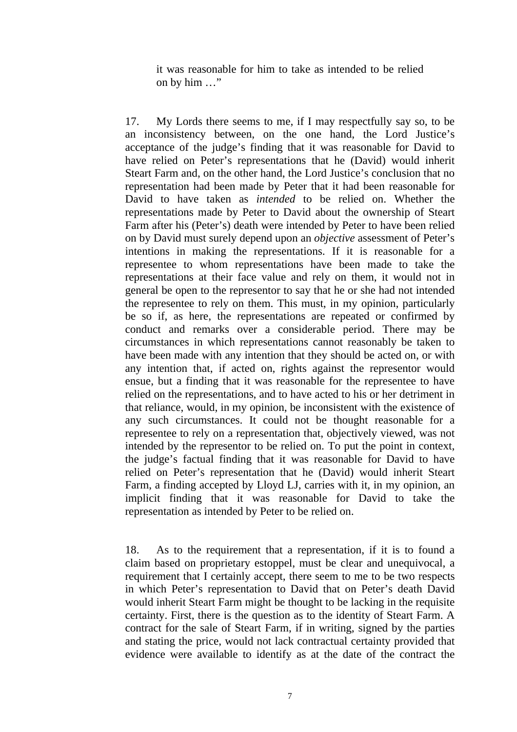> it was reasonable for him to take as intended to be relied on by him …"

17. My Lords there seems to me, if I may respectfully say so, to be an inconsistency between, on the one hand, the Lord Justice's acceptance of the judge's finding that it was reasonable for David to have relied on Peter's representations that he (David) would inherit Steart Farm and, on the other hand, the Lord Justice's conclusion that no representation had been made by Peter that it had been reasonable for David to have taken as *intended* to be relied on. Whether the representations made by Peter to David about the ownership of Steart Farm after his (Peter's) death were intended by Peter to have been relied on by David must surely depend upon an *objective* assessment of Peter's intentions in making the representations. If it is reasonable for a representee to whom representations have been made to take the representations at their face value and rely on them, it would not in general be open to the representor to say that he or she had not intended the representee to rely on them. This must, in my opinion, particularly be so if, as here, the representations are repeated or confirmed by conduct and remarks over a considerable period. There may be circumstances in which representations cannot reasonably be taken to have been made with any intention that they should be acted on, or with any intention that, if acted on, rights against the representor would ensue, but a finding that it was reasonable for the representee to have relied on the representations, and to have acted to his or her detriment in that reliance, would, in my opinion, be inconsistent with the existence of any such circumstances. It could not be thought reasonable for a representee to rely on a representation that, objectively viewed, was not intended by the representor to be relied on. To put the point in context, the judge's factual finding that it was reasonable for David to have relied on Peter's representation that he (David) would inherit Steart Farm, a finding accepted by Lloyd LJ, carries with it, in my opinion, an implicit finding that it was reasonable for David to take the representation as intended by Peter to be relied on.

18. As to the requirement that a representation, if it is to found a claim based on proprietary estoppel, must be clear and unequivocal, a requirement that I certainly accept, there seem to me to be two respects in which Peter's representation to David that on Peter's death David would inherit Steart Farm might be thought to be lacking in the requisite certainty. First, there is the question as to the identity of Steart Farm. A contract for the sale of Steart Farm, if in writing, signed by the parties and stating the price, would not lack contractual certainty provided that evidence were available to identify as at the date of the contract the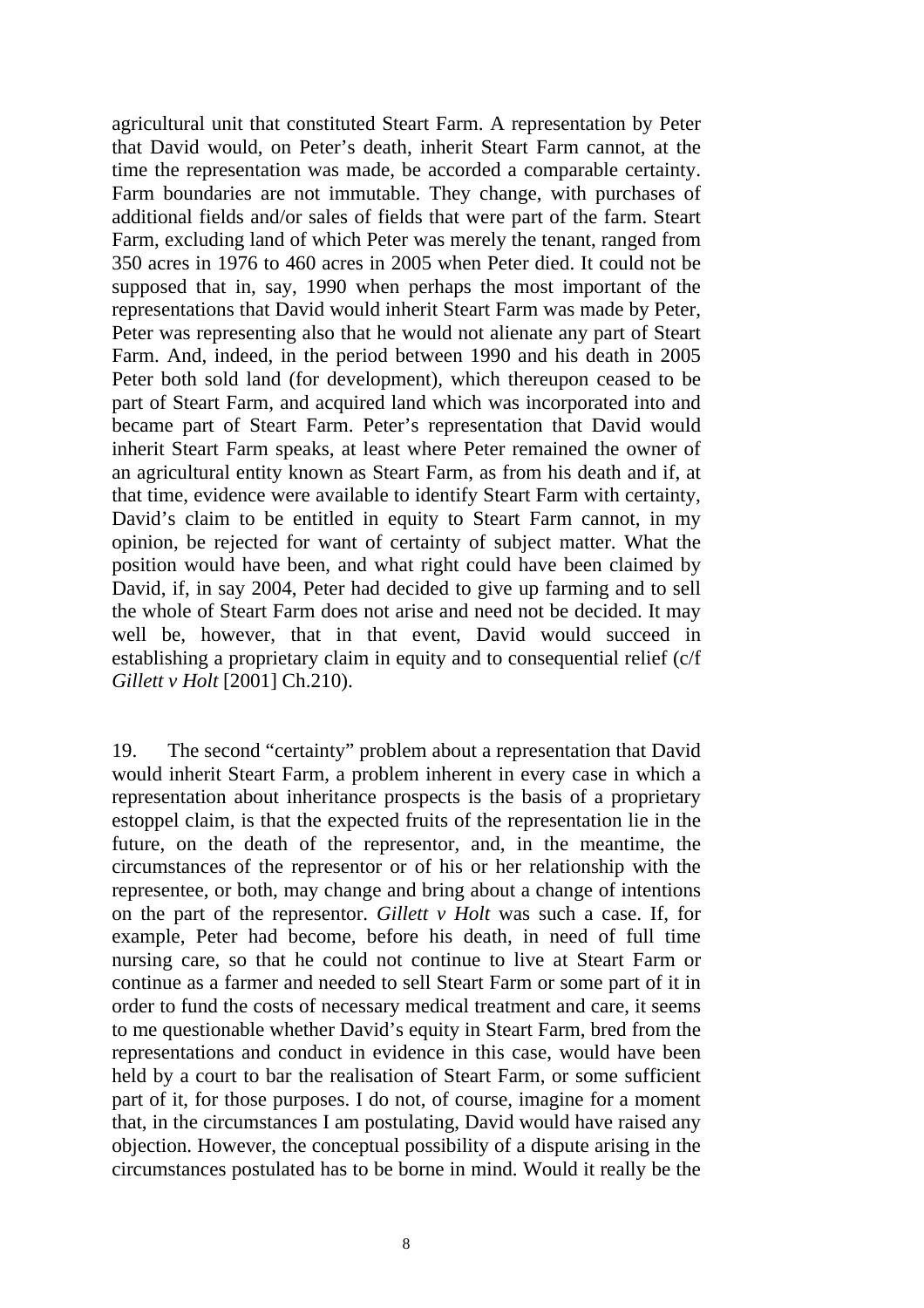agricultural unit that constituted Steart Farm. A representation by Peter that David would, on Peter's death, inherit Steart Farm cannot, at the time the representation was made, be accorded a comparable certainty. Farm boundaries are not immutable. They change, with purchases of additional fields and/or sales of fields that were part of the farm. Steart Farm, excluding land of which Peter was merely the tenant, ranged from 350 acres in 1976 to 460 acres in 2005 when Peter died. It could not be supposed that in, say, 1990 when perhaps the most important of the representations that David would inherit Steart Farm was made by Peter, Peter was representing also that he would not alienate any part of Steart Farm. And, indeed, in the period between 1990 and his death in 2005 Peter both sold land (for development), which thereupon ceased to be part of Steart Farm, and acquired land which was incorporated into and became part of Steart Farm. Peter's representation that David would inherit Steart Farm speaks, at least where Peter remained the owner of an agricultural entity known as Steart Farm, as from his death and if, at that time, evidence were available to identify Steart Farm with certainty, David's claim to be entitled in equity to Steart Farm cannot, in my opinion, be rejected for want of certainty of subject matter. What the position would have been, and what right could have been claimed by David, if, in say 2004, Peter had decided to give up farming and to sell the whole of Steart Farm does not arise and need not be decided. It may well be, however, that in that event, David would succeed in establishing a proprietary claim in equity and to consequential relief (c/f *Gillett v Holt* [2001] Ch.210).

19. The second "certainty" problem about a representation that David would inherit Steart Farm, a problem inherent in every case in which a representation about inheritance prospects is the basis of a proprietary estoppel claim, is that the expected fruits of the representation lie in the future, on the death of the representor, and, in the meantime, the circumstances of the representor or of his or her relationship with the representee, or both, may change and bring about a change of intentions on the part of the representor. *Gillett v Holt* was such a case. If, for example, Peter had become, before his death, in need of full time nursing care, so that he could not continue to live at Steart Farm or continue as a farmer and needed to sell Steart Farm or some part of it in order to fund the costs of necessary medical treatment and care, it seems to me questionable whether David's equity in Steart Farm, bred from the representations and conduct in evidence in this case, would have been held by a court to bar the realisation of Steart Farm, or some sufficient part of it, for those purposes. I do not, of course, imagine for a moment that, in the circumstances I am postulating, David would have raised any objection. However, the conceptual possibility of a dispute arising in the circumstances postulated has to be borne in mind. Would it really be the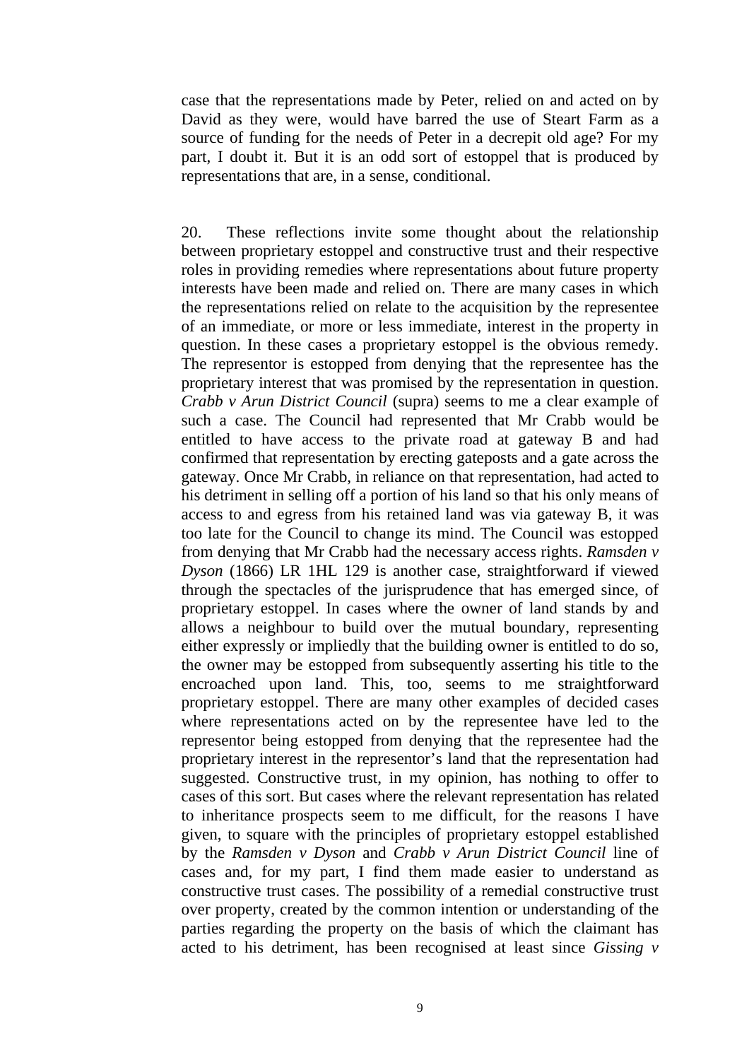case that the representations made by Peter, relied on and acted on by David as they were, would have barred the use of Steart Farm as a source of funding for the needs of Peter in a decrepit old age? For my part, I doubt it. But it is an odd sort of estoppel that is produced by representations that are, in a sense, conditional.

20. These reflections invite some thought about the relationship between proprietary estoppel and constructive trust and their respective roles in providing remedies where representations about future property interests have been made and relied on. There are many cases in which the representations relied on relate to the acquisition by the representee of an immediate, or more or less immediate, interest in the property in question. In these cases a proprietary estoppel is the obvious remedy. The representor is estopped from denying that the representee has the proprietary interest that was promised by the representation in question. *Crabb v Arun District Council* (supra) seems to me a clear example of such a case. The Council had represented that Mr Crabb would be entitled to have access to the private road at gateway B and had confirmed that representation by erecting gateposts and a gate across the gateway. Once Mr Crabb, in reliance on that representation, had acted to his detriment in selling off a portion of his land so that his only means of access to and egress from his retained land was via gateway B, it was too late for the Council to change its mind. The Council was estopped from denying that Mr Crabb had the necessary access rights. *Ramsden v Dyson* (1866) LR 1HL 129 is another case, straightforward if viewed through the spectacles of the jurisprudence that has emerged since, of proprietary estoppel. In cases where the owner of land stands by and allows a neighbour to build over the mutual boundary, representing either expressly or impliedly that the building owner is entitled to do so, the owner may be estopped from subsequently asserting his title to the encroached upon land. This, too, seems to me straightforward proprietary estoppel. There are many other examples of decided cases where representations acted on by the representee have led to the representor being estopped from denying that the representee had the proprietary interest in the representor's land that the representation had suggested. Constructive trust, in my opinion, has nothing to offer to cases of this sort. But cases where the relevant representation has related to inheritance prospects seem to me difficult, for the reasons I have given, to square with the principles of proprietary estoppel established by the *Ramsden v Dyson* and *Crabb v Arun District Council* line of cases and, for my part, I find them made easier to understand as constructive trust cases. The possibility of a remedial constructive trust over property, created by the common intention or understanding of the parties regarding the property on the basis of which the claimant has acted to his detriment, has been recognised at least since *Gissing v*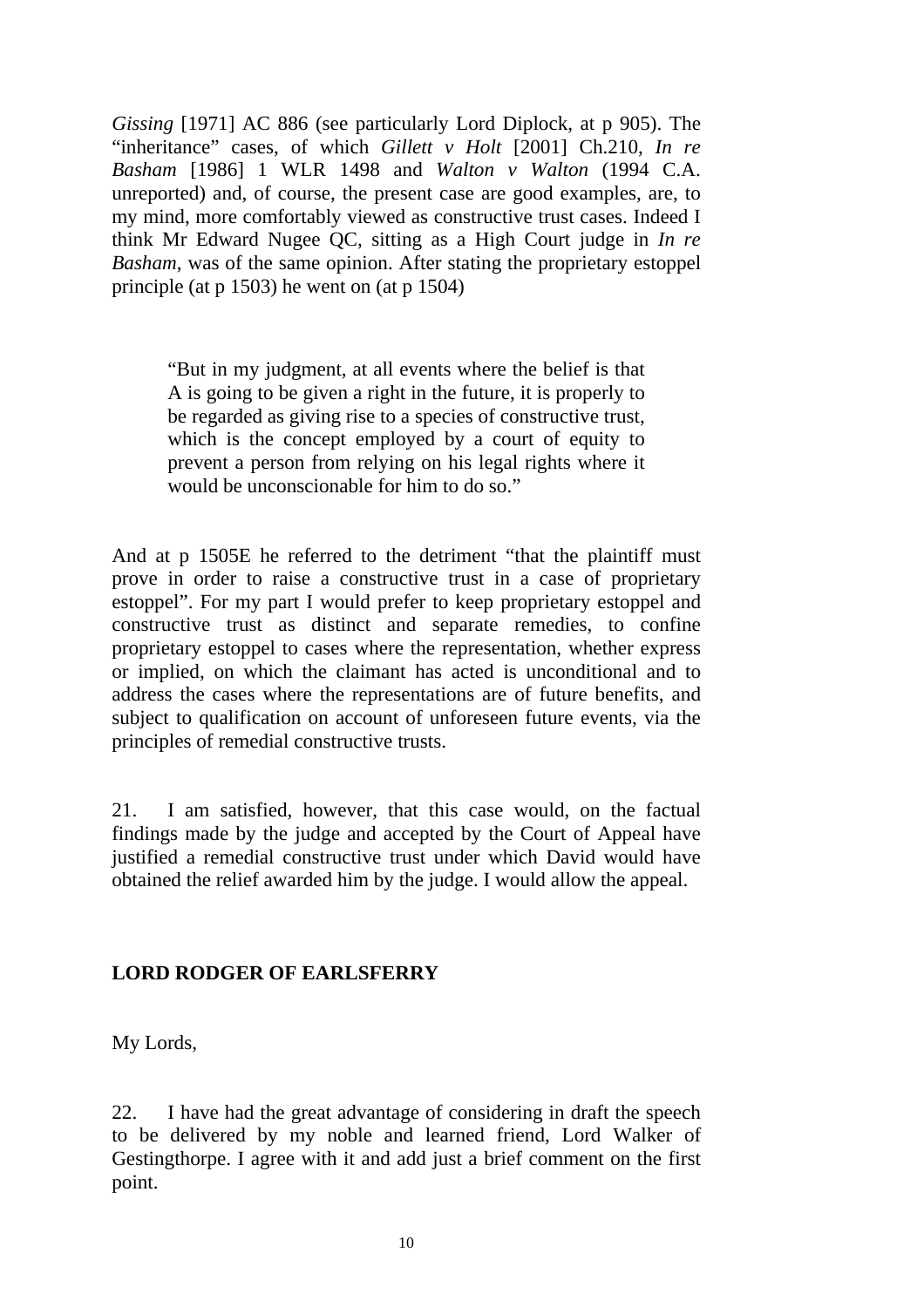*Gissing* [1971] AC 886 (see particularly Lord Diplock, at p 905). The "inheritance" cases, of which *Gillett v Holt* [2001] Ch.210, *In re Basham* [1986] 1 WLR 1498 and *Walton v Walton* (1994 C.A. unreported) and, of course, the present case are good examples, are, to my mind, more comfortably viewed as constructive trust cases. Indeed I think Mr Edward Nugee QC, sitting as a High Court judge in *In re Basham*, was of the same opinion. After stating the proprietary estoppel principle (at p 1503) he went on (at p 1504)

> "But in my judgment, at all events where the belief is that A is going to be given a right in the future, it is properly to be regarded as giving rise to a species of constructive trust, which is the concept employed by a court of equity to prevent a person from relying on his legal rights where it would be unconscionable for him to do so."

And at p 1505E he referred to the detriment "that the plaintiff must prove in order to raise a constructive trust in a case of proprietary estoppel". For my part I would prefer to keep proprietary estoppel and constructive trust as distinct and separate remedies, to confine proprietary estoppel to cases where the representation, whether express or implied, on which the claimant has acted is unconditional and to address the cases where the representations are of future benefits, and subject to qualification on account of unforeseen future events, via the principles of remedial constructive trusts.

21. I am satisfied, however, that this case would, on the factual findings made by the judge and accepted by the Court of Appeal have justified a remedial constructive trust under which David would have obtained the relief awarded him by the judge. I would allow the appeal.

## LORD RODGER OF EARLSFERRY

My Lords,

22. I have had the great advantage of considering in draft the speech to be delivered by my noble and learned friend, Lord Walker of Gestingthorpe. I agree with it and add just a brief comment on the first point.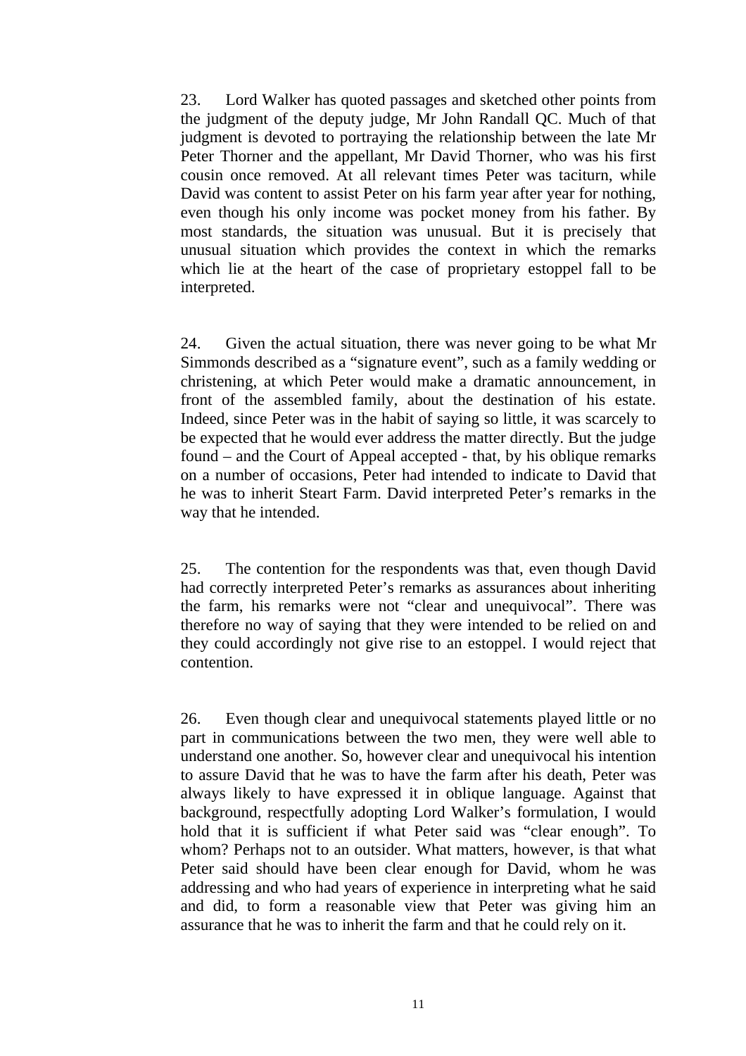23. Lord Walker has quoted passages and sketched other points from the judgment of the deputy judge, Mr John Randall QC. Much of that judgment is devoted to portraying the relationship between the late Mr Peter Thorner and the appellant, Mr David Thorner, who was his first cousin once removed. At all relevant times Peter was taciturn, while David was content to assist Peter on his farm year after year for nothing, even though his only income was pocket money from his father. By most standards, the situation was unusual. But it is precisely that unusual situation which provides the context in which the remarks which lie at the heart of the case of proprietary estoppel fall to be interpreted.

24. Given the actual situation, there was never going to be what Mr Simmonds described as a "signature event", such as a family wedding or christening, at which Peter would make a dramatic announcement, in front of the assembled family, about the destination of his estate. Indeed, since Peter was in the habit of saying so little, it was scarcely to be expected that he would ever address the matter directly. But the judge found – and the Court of Appeal accepted - that, by his oblique remarks on a number of occasions, Peter had intended to indicate to David that he was to inherit Steart Farm. David interpreted Peter's remarks in the way that he intended.

25. The contention for the respondents was that, even though David had correctly interpreted Peter's remarks as assurances about inheriting the farm, his remarks were not "clear and unequivocal". There was therefore no way of saying that they were intended to be relied on and they could accordingly not give rise to an estoppel. I would reject that contention.

26. Even though clear and unequivocal statements played little or no part in communications between the two men, they were well able to understand one another. So, however clear and unequivocal his intention to assure David that he was to have the farm after his death, Peter was always likely to have expressed it in oblique language. Against that background, respectfully adopting Lord Walker's formulation, I would hold that it is sufficient if what Peter said was "clear enough". To whom? Perhaps not to an outsider. What matters, however, is that what Peter said should have been clear enough for David, whom he was addressing and who had years of experience in interpreting what he said and did, to form a reasonable view that Peter was giving him an assurance that he was to inherit the farm and that he could rely on it.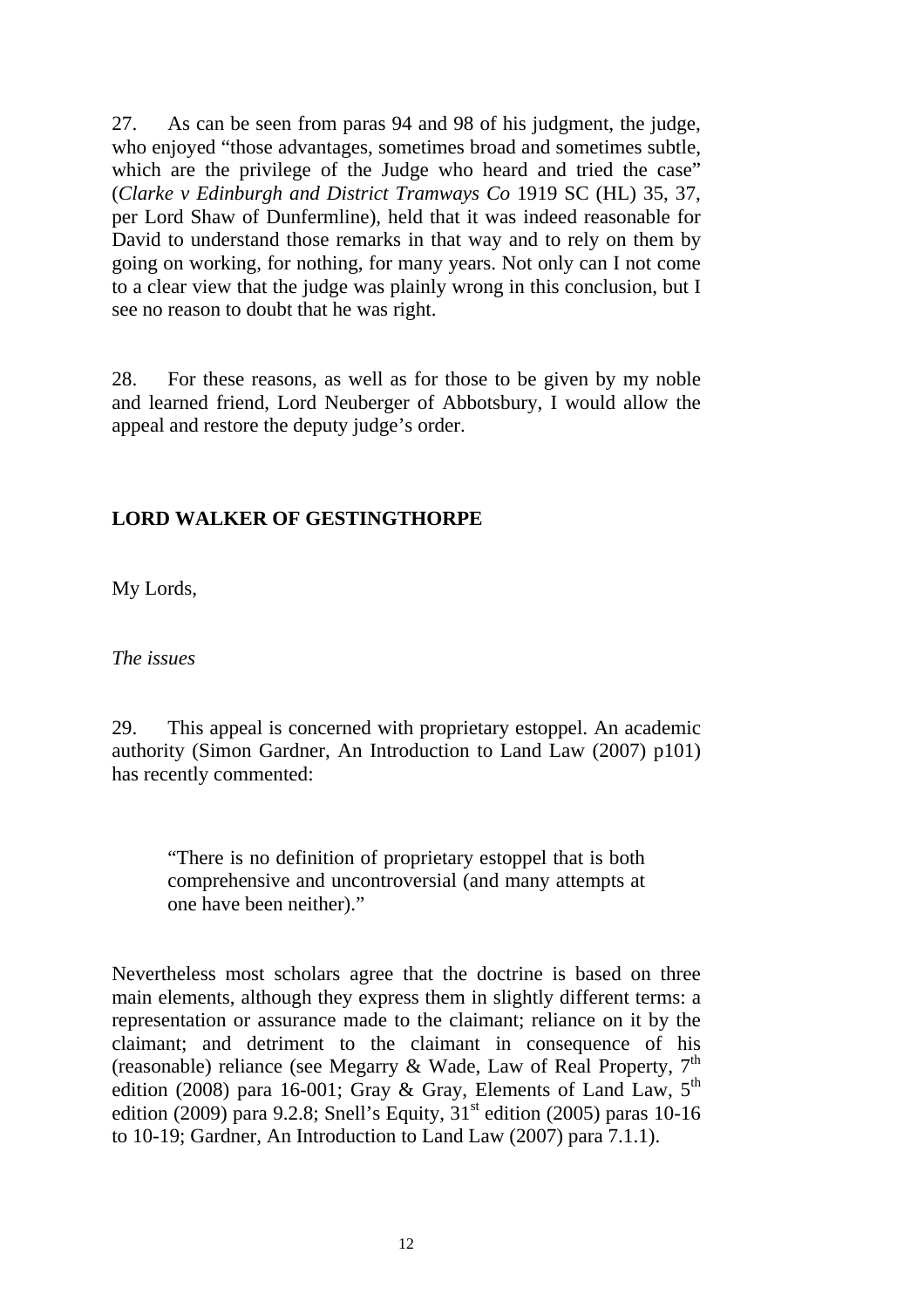27. As can be seen from paras 94 and 98 of his judgment, the judge, who enjoyed "those advantages, sometimes broad and sometimes subtle, which are the privilege of the Judge who heard and tried the case" (*Clarke v Edinburgh and District Tramways Co* 1919 SC (HL) 35, 37, per Lord Shaw of Dunfermline), held that it was indeed reasonable for David to understand those remarks in that way and to rely on them by going on working, for nothing, for many years. Not only can I not come to a clear view that the judge was plainly wrong in this conclusion, but I see no reason to doubt that he was right.

28. For these reasons, as well as for those to be given by my noble and learned friend, Lord Neuberger of Abbotsbury, I would allow the appeal and restore the deputy judge's order.

## LORD WALKER OF GESTINGTHORPE

My Lords,

*The issues*

29. This appeal is concerned with proprietary estoppel. An academic authority (Simon Gardner, An Introduction to Land Law (2007) p101) has recently commented:

> "There is no definition of proprietary estoppel that is both comprehensive and uncontroversial (and many attempts at one have been neither)."

Nevertheless most scholars agree that the doctrine is based on three main elements, although they express them in slightly different terms: a representation or assurance made to the claimant; reliance on it by the claimant; and detriment to the claimant in consequence of his (reasonable) reliance (see Megarry & Wade, Law of Real Property, 7th edition (2008) para 16-001; Gray & Gray, Elements of Land Law, 5th edition (2009) para 9.2.8; Snell's Equity, 31st edition (2005) paras 10-16 to 10-19; Gardner, An Introduction to Land Law (2007) para 7.1.1).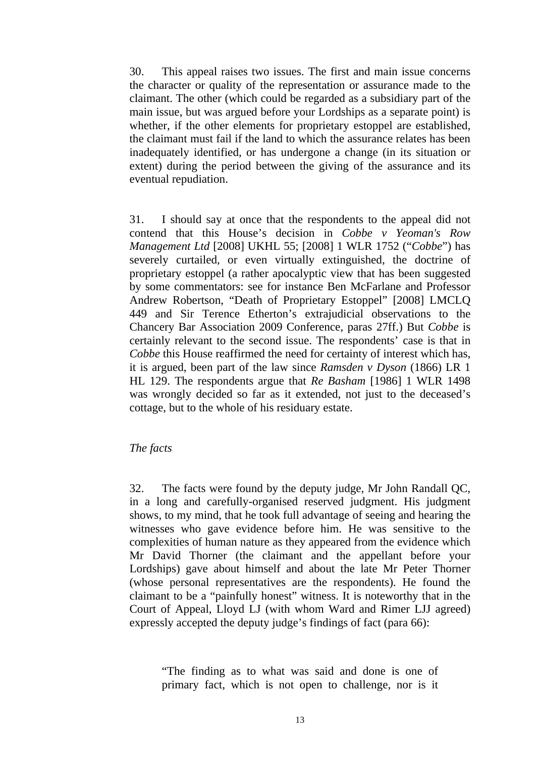30. This appeal raises two issues. The first and main issue concerns the character or quality of the representation or assurance made to the claimant. The other (which could be regarded as a subsidiary part of the main issue, but was argued before your Lordships as a separate point) is whether, if the other elements for proprietary estoppel are established, the claimant must fail if the land to which the assurance relates has been inadequately identified, or has undergone a change (in its situation or extent) during the period between the giving of the assurance and its eventual repudiation.

31. I should say at once that the respondents to the appeal did not contend that this House's decision in *Cobbe v Yeoman's Row Management Ltd* [2008] UKHL 55; [2008] 1 WLR 1752 ("*Cobbe*") has severely curtailed, or even virtually extinguished, the doctrine of proprietary estoppel (a rather apocalyptic view that has been suggested by some commentators: see for instance Ben McFarlane and Professor Andrew Robertson, "Death of Proprietary Estoppel" [2008] LMCLQ 449 and Sir Terence Etherton's extrajudicial observations to the Chancery Bar Association 2009 Conference, paras 27ff.) But *Cobbe* is certainly relevant to the second issue. The respondents' case is that in *Cobbe* this House reaffirmed the need for certainty of interest which has, it is argued, been part of the law since *Ramsden v Dyson* (1866) LR 1 HL 129. The respondents argue that *Re Basham* [1986] 1 WLR 1498 was wrongly decided so far as it extended, not just to the deceased's cottage, but to the whole of his residuary estate.

*The facts*

32. The facts were found by the deputy judge, Mr John Randall QC, in a long and carefully-organised reserved judgment. His judgment shows, to my mind, that he took full advantage of seeing and hearing the witnesses who gave evidence before him. He was sensitive to the complexities of human nature as they appeared from the evidence which Mr David Thorner (the claimant and the appellant before your Lordships) gave about himself and about the late Mr Peter Thorner (whose personal representatives are the respondents). He found the claimant to be a "painfully honest" witness. It is noteworthy that in the Court of Appeal, Lloyd LJ (with whom Ward and Rimer LJJ agreed) expressly accepted the deputy judge's findings of fact (para 66):

> "The finding as to what was said and done is one of primary fact, which is not open to challenge, nor is it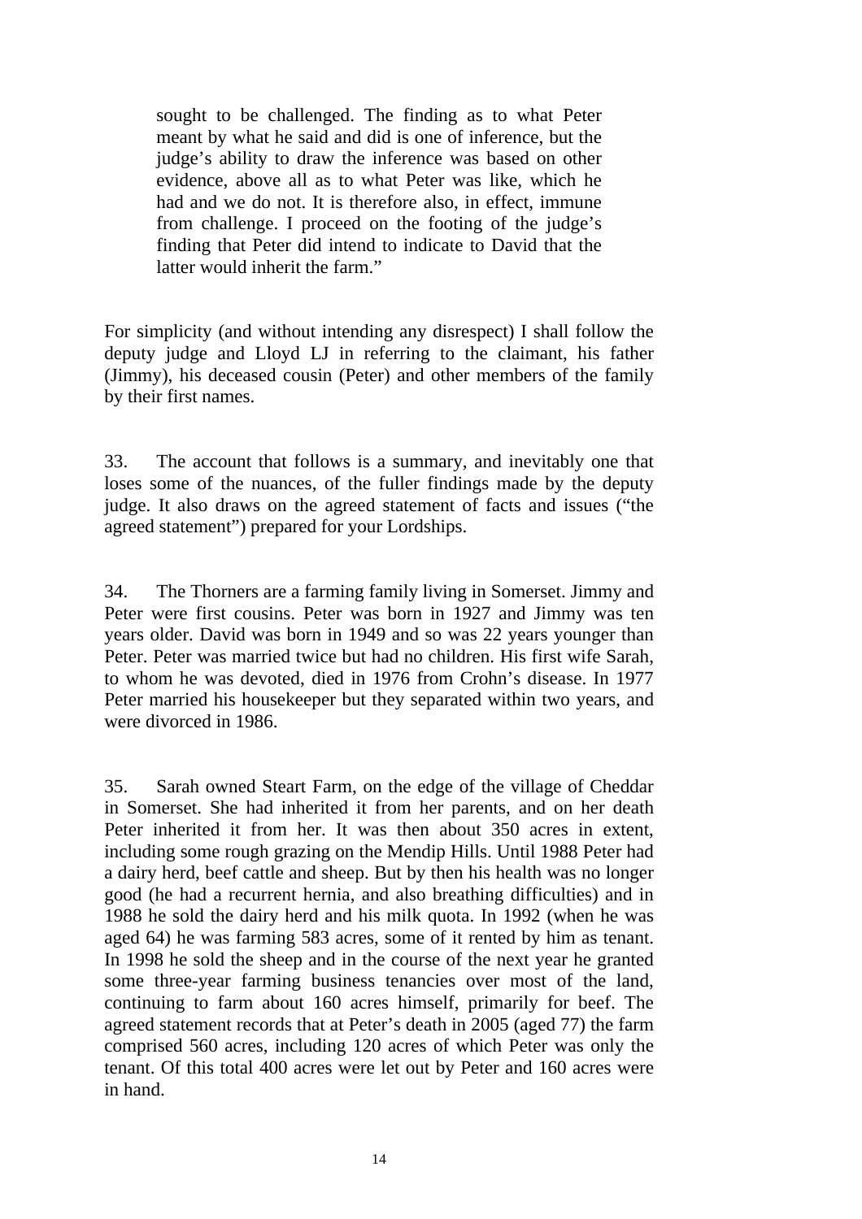> sought to be challenged. The finding as to what Peter meant by what he said and did is one of inference, but the judge's ability to draw the inference was based on other evidence, above all as to what Peter was like, which he had and we do not. It is therefore also, in effect, immune from challenge. I proceed on the footing of the judge's finding that Peter did intend to indicate to David that the latter would inherit the farm."

For simplicity (and without intending any disrespect) I shall follow the deputy judge and Lloyd LJ in referring to the claimant, his father (Jimmy), his deceased cousin (Peter) and other members of the family by their first names.

33. The account that follows is a summary, and inevitably one that loses some of the nuances, of the fuller findings made by the deputy judge. It also draws on the agreed statement of facts and issues ("the agreed statement") prepared for your Lordships.

34. The Thorners are a farming family living in Somerset. Jimmy and Peter were first cousins. Peter was born in 1927 and Jimmy was ten years older. David was born in 1949 and so was 22 years younger than Peter. Peter was married twice but had no children. His first wife Sarah, to whom he was devoted, died in 1976 from Crohn's disease. In 1977 Peter married his housekeeper but they separated within two years, and were divorced in 1986.

35. Sarah owned Steart Farm, on the edge of the village of Cheddar in Somerset. She had inherited it from her parents, and on her death Peter inherited it from her. It was then about 350 acres in extent, including some rough grazing on the Mendip Hills. Until 1988 Peter had a dairy herd, beef cattle and sheep. But by then his health was no longer good (he had a recurrent hernia, and also breathing difficulties) and in 1988 he sold the dairy herd and his milk quota. In 1992 (when he was aged 64) he was farming 583 acres, some of it rented by him as tenant. In 1998 he sold the sheep and in the course of the next year he granted some three-year farming business tenancies over most of the land, continuing to farm about 160 acres himself, primarily for beef. The agreed statement records that at Peter's death in 2005 (aged 77) the farm comprised 560 acres, including 120 acres of which Peter was only the tenant. Of this total 400 acres were let out by Peter and 160 acres were in hand.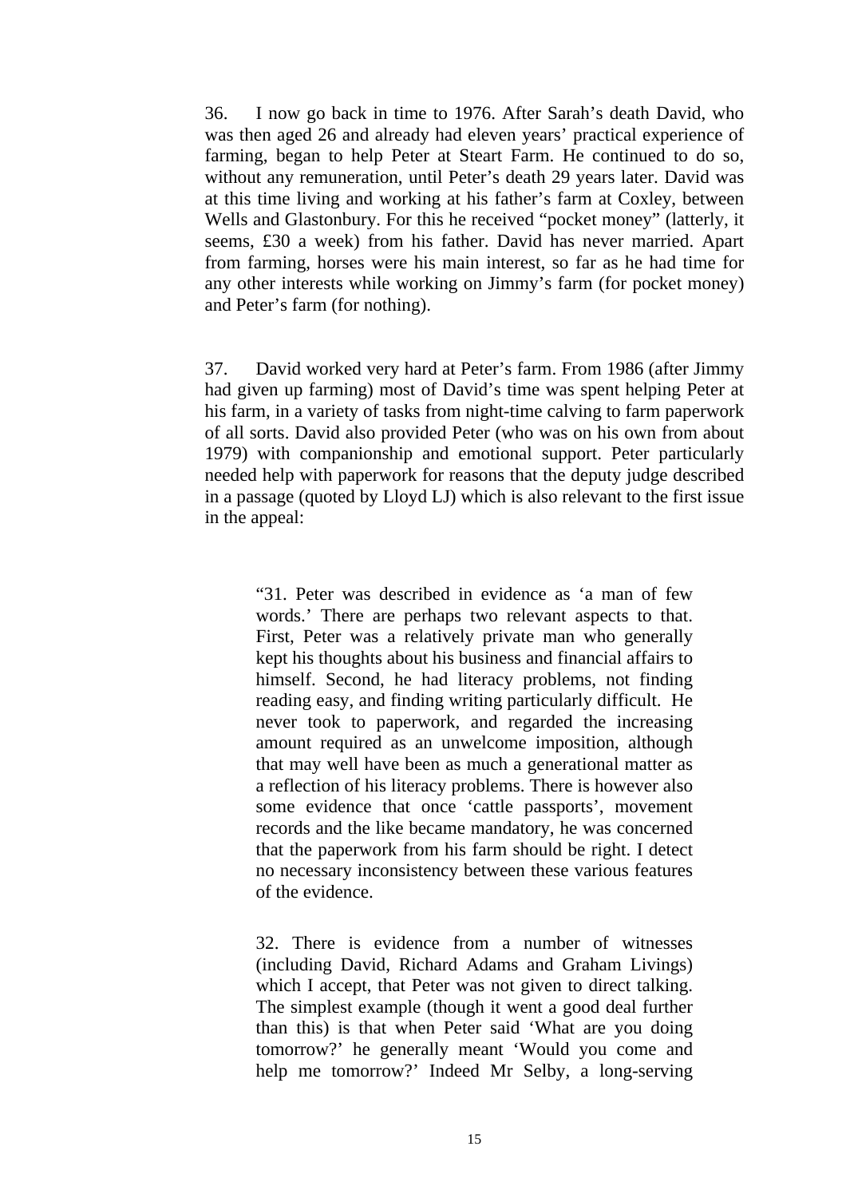36. I now go back in time to 1976. After Sarah's death David, who was then aged 26 and already had eleven years' practical experience of farming, began to help Peter at Steart Farm. He continued to do so, without any remuneration, until Peter's death 29 years later. David was at this time living and working at his father's farm at Coxley, between Wells and Glastonbury. For this he received "pocket money" (latterly, it seems, £30 a week) from his father. David has never married. Apart from farming, horses were his main interest, so far as he had time for any other interests while working on Jimmy's farm (for pocket money) and Peter's farm (for nothing).

37. David worked very hard at Peter's farm. From 1986 (after Jimmy had given up farming) most of David's time was spent helping Peter at his farm, in a variety of tasks from night-time calving to farm paperwork of all sorts. David also provided Peter (who was on his own from about 1979) with companionship and emotional support. Peter particularly needed help with paperwork for reasons that the deputy judge described in a passage (quoted by Lloyd LJ) which is also relevant to the first issue in the appeal:

> "31. Peter was described in evidence as 'a man of few words.' There are perhaps two relevant aspects to that. First, Peter was a relatively private man who generally kept his thoughts about his business and financial affairs to himself. Second, he had literacy problems, not finding reading easy, and finding writing particularly difficult. He never took to paperwork, and regarded the increasing amount required as an unwelcome imposition, although that may well have been as much a generational matter as a reflection of his literacy problems. There is however also some evidence that once 'cattle passports', movement records and the like became mandatory, he was concerned that the paperwork from his farm should be right. I detect no necessary inconsistency between these various features of the evidence.
>
> 32. There is evidence from a number of witnesses (including David, Richard Adams and Graham Livings) which I accept, that Peter was not given to direct talking. The simplest example (though it went a good deal further than this) is that when Peter said 'What are you doing tomorrow?' he generally meant 'Would you come and help me tomorrow?' Indeed Mr Selby, a long-serving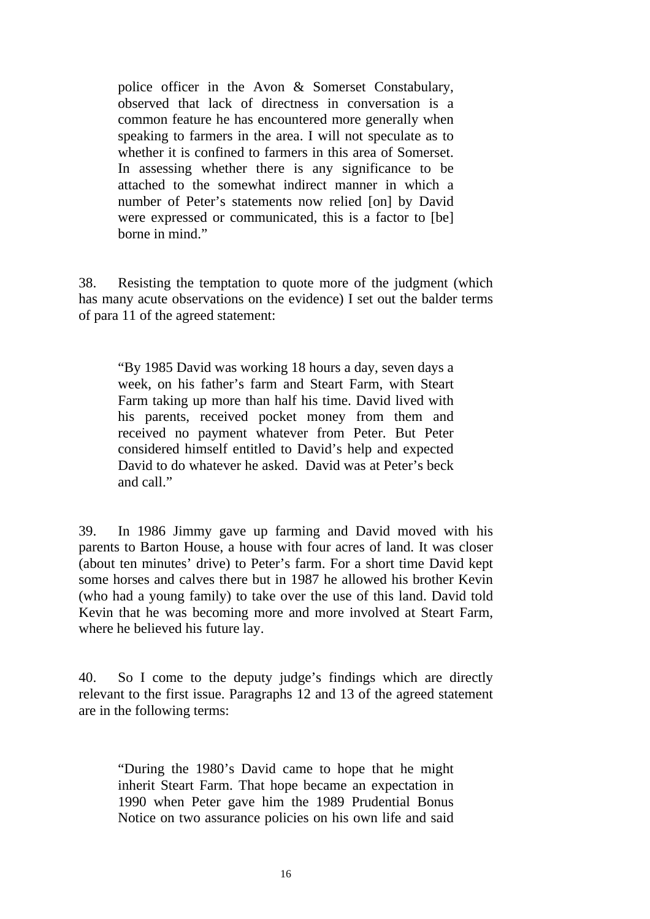> police officer in the Avon & Somerset Constabulary, observed that lack of directness in conversation is a common feature he has encountered more generally when speaking to farmers in the area. I will not speculate as to whether it is confined to farmers in this area of Somerset. In assessing whether there is any significance to be attached to the somewhat indirect manner in which a number of Peter's statements now relied [on] by David were expressed or communicated, this is a factor to [be] borne in mind."

38. Resisting the temptation to quote more of the judgment (which has many acute observations on the evidence) I set out the balder terms of para 11 of the agreed statement:

> "By 1985 David was working 18 hours a day, seven days a week, on his father's farm and Steart Farm, with Steart Farm taking up more than half his time. David lived with his parents, received pocket money from them and received no payment whatever from Peter. But Peter considered himself entitled to David's help and expected David to do whatever he asked. David was at Peter's beck and call."

39. In 1986 Jimmy gave up farming and David moved with his parents to Barton House, a house with four acres of land. It was closer (about ten minutes' drive) to Peter's farm. For a short time David kept some horses and calves there but in 1987 he allowed his brother Kevin (who had a young family) to take over the use of this land. David told Kevin that he was becoming more and more involved at Steart Farm, where he believed his future lay.

40. So I come to the deputy judge's findings which are directly relevant to the first issue. Paragraphs 12 and 13 of the agreed statement are in the following terms:

> "During the 1980's David came to hope that he might inherit Steart Farm. That hope became an expectation in 1990 when Peter gave him the 1989 Prudential Bonus Notice on two assurance policies on his own life and said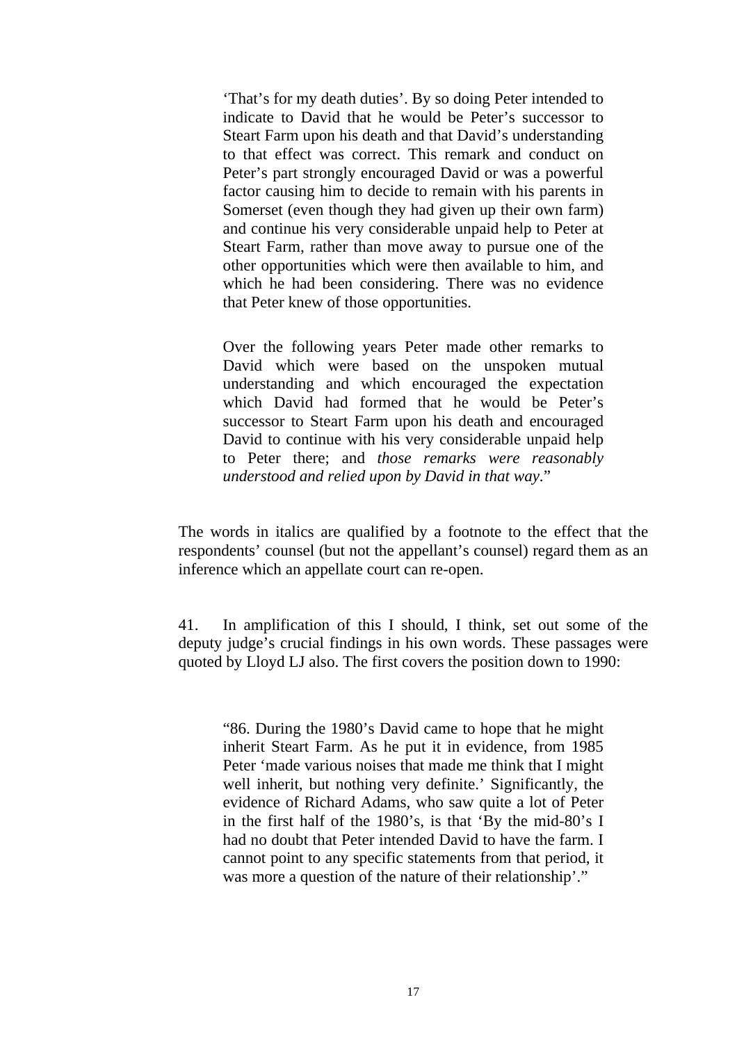> 'That's for my death duties'. By so doing Peter intended to indicate to David that he would be Peter's successor to Steart Farm upon his death and that David's understanding to that effect was correct. This remark and conduct on Peter's part strongly encouraged David or was a powerful factor causing him to decide to remain with his parents in Somerset (even though they had given up their own farm) and continue his very considerable unpaid help to Peter at Steart Farm, rather than move away to pursue one of the other opportunities which were then available to him, and which he had been considering. There was no evidence that Peter knew of those opportunities.
>
> Over the following years Peter made other remarks to David which were based on the unspoken mutual understanding and which encouraged the expectation which David had formed that he would be Peter's successor to Steart Farm upon his death and encouraged David to continue with his very considerable unpaid help to Peter there; and *those remarks were reasonably understood and relied upon by David in that way*."

The words in italics are qualified by a footnote to the effect that the respondents' counsel (but not the appellant's counsel) regard them as an inference which an appellate court can re-open.

41. In amplification of this I should, I think, set out some of the deputy judge's crucial findings in his own words. These passages were quoted by Lloyd LJ also. The first covers the position down to 1990:

> "86. During the 1980's David came to hope that he might inherit Steart Farm. As he put it in evidence, from 1985 Peter 'made various noises that made me think that I might well inherit, but nothing very definite.' Significantly, the evidence of Richard Adams, who saw quite a lot of Peter in the first half of the 1980's, is that 'By the mid-80's I had no doubt that Peter intended David to have the farm. I cannot point to any specific statements from that period, it was more a question of the nature of their relationship'."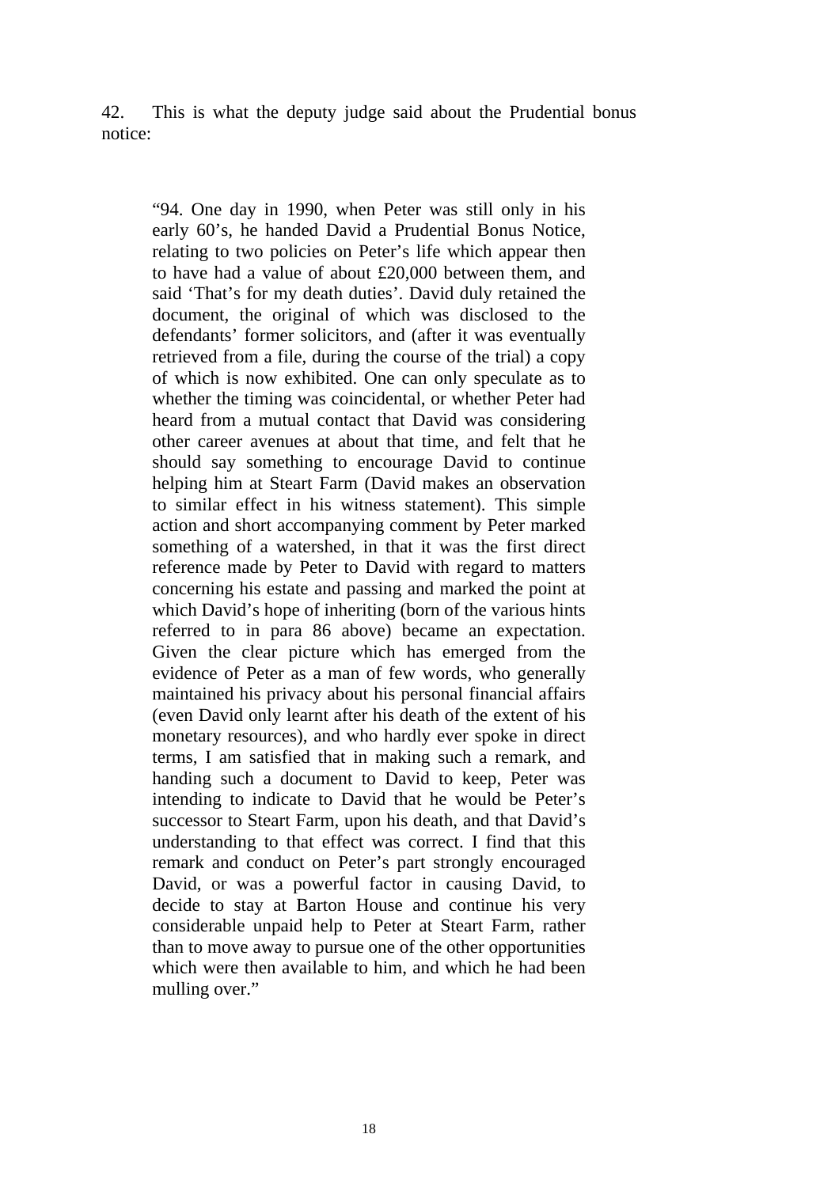42. This is what the deputy judge said about the Prudential bonus notice:

> "94. One day in 1990, when Peter was still only in his early 60's, he handed David a Prudential Bonus Notice, relating to two policies on Peter's life which appear then to have had a value of about £20,000 between them, and said 'That's for my death duties'. David duly retained the document, the original of which was disclosed to the defendants' former solicitors, and (after it was eventually retrieved from a file, during the course of the trial) a copy of which is now exhibited. One can only speculate as to whether the timing was coincidental, or whether Peter had heard from a mutual contact that David was considering other career avenues at about that time, and felt that he should say something to encourage David to continue helping him at Steart Farm (David makes an observation to similar effect in his witness statement). This simple action and short accompanying comment by Peter marked something of a watershed, in that it was the first direct reference made by Peter to David with regard to matters concerning his estate and passing and marked the point at which David's hope of inheriting (born of the various hints referred to in para 86 above) became an expectation. Given the clear picture which has emerged from the evidence of Peter as a man of few words, who generally maintained his privacy about his personal financial affairs (even David only learnt after his death of the extent of his monetary resources), and who hardly ever spoke in direct terms, I am satisfied that in making such a remark, and handing such a document to David to keep, Peter was intending to indicate to David that he would be Peter's successor to Steart Farm, upon his death, and that David's understanding to that effect was correct. I find that this remark and conduct on Peter's part strongly encouraged David, or was a powerful factor in causing David, to decide to stay at Barton House and continue his very considerable unpaid help to Peter at Steart Farm, rather than to move away to pursue one of the other opportunities which were then available to him, and which he had been mulling over."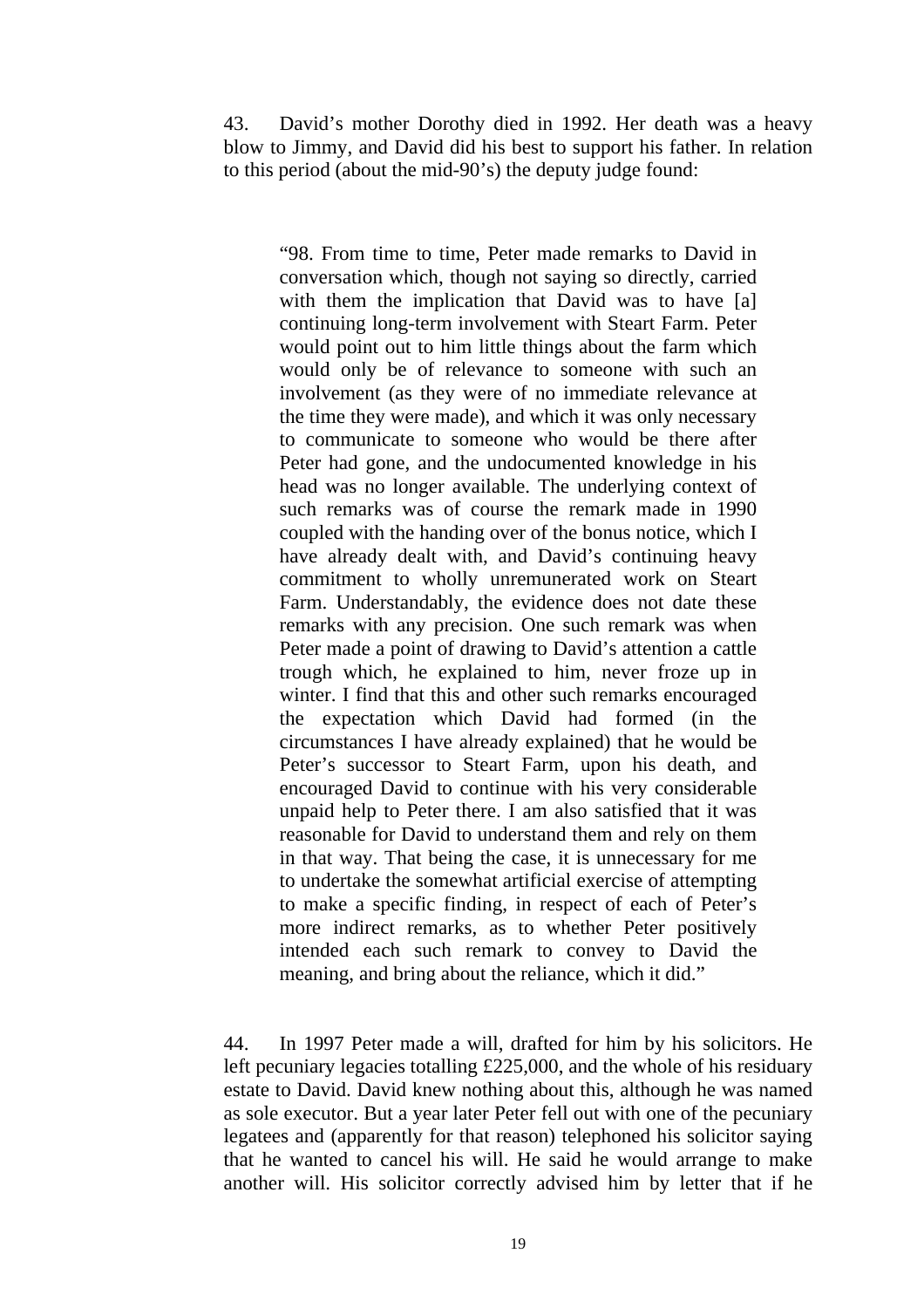43. David's mother Dorothy died in 1992. Her death was a heavy blow to Jimmy, and David did his best to support his father. In relation to this period (about the mid-90's) the deputy judge found:

> "98. From time to time, Peter made remarks to David in conversation which, though not saying so directly, carried with them the implication that David was to have [a] continuing long-term involvement with Steart Farm. Peter would point out to him little things about the farm which would only be of relevance to someone with such an involvement (as they were of no immediate relevance at the time they were made), and which it was only necessary to communicate to someone who would be there after Peter had gone, and the undocumented knowledge in his head was no longer available. The underlying context of such remarks was of course the remark made in 1990 coupled with the handing over of the bonus notice, which I have already dealt with, and David's continuing heavy commitment to wholly unremunerated work on Steart Farm. Understandably, the evidence does not date these remarks with any precision. One such remark was when Peter made a point of drawing to David's attention a cattle trough which, he explained to him, never froze up in winter. I find that this and other such remarks encouraged the expectation which David had formed (in the circumstances I have already explained) that he would be Peter's successor to Steart Farm, upon his death, and encouraged David to continue with his very considerable unpaid help to Peter there. I am also satisfied that it was reasonable for David to understand them and rely on them in that way. That being the case, it is unnecessary for me to undertake the somewhat artificial exercise of attempting to make a specific finding, in respect of each of Peter's more indirect remarks, as to whether Peter positively intended each such remark to convey to David the meaning, and bring about the reliance, which it did."

44. In 1997 Peter made a will, drafted for him by his solicitors. He left pecuniary legacies totalling £225,000, and the whole of his residuary estate to David. David knew nothing about this, although he was named as sole executor. But a year later Peter fell out with one of the pecuniary legatees and (apparently for that reason) telephoned his solicitor saying that he wanted to cancel his will. He said he would arrange to make another will. His solicitor correctly advised him by letter that if he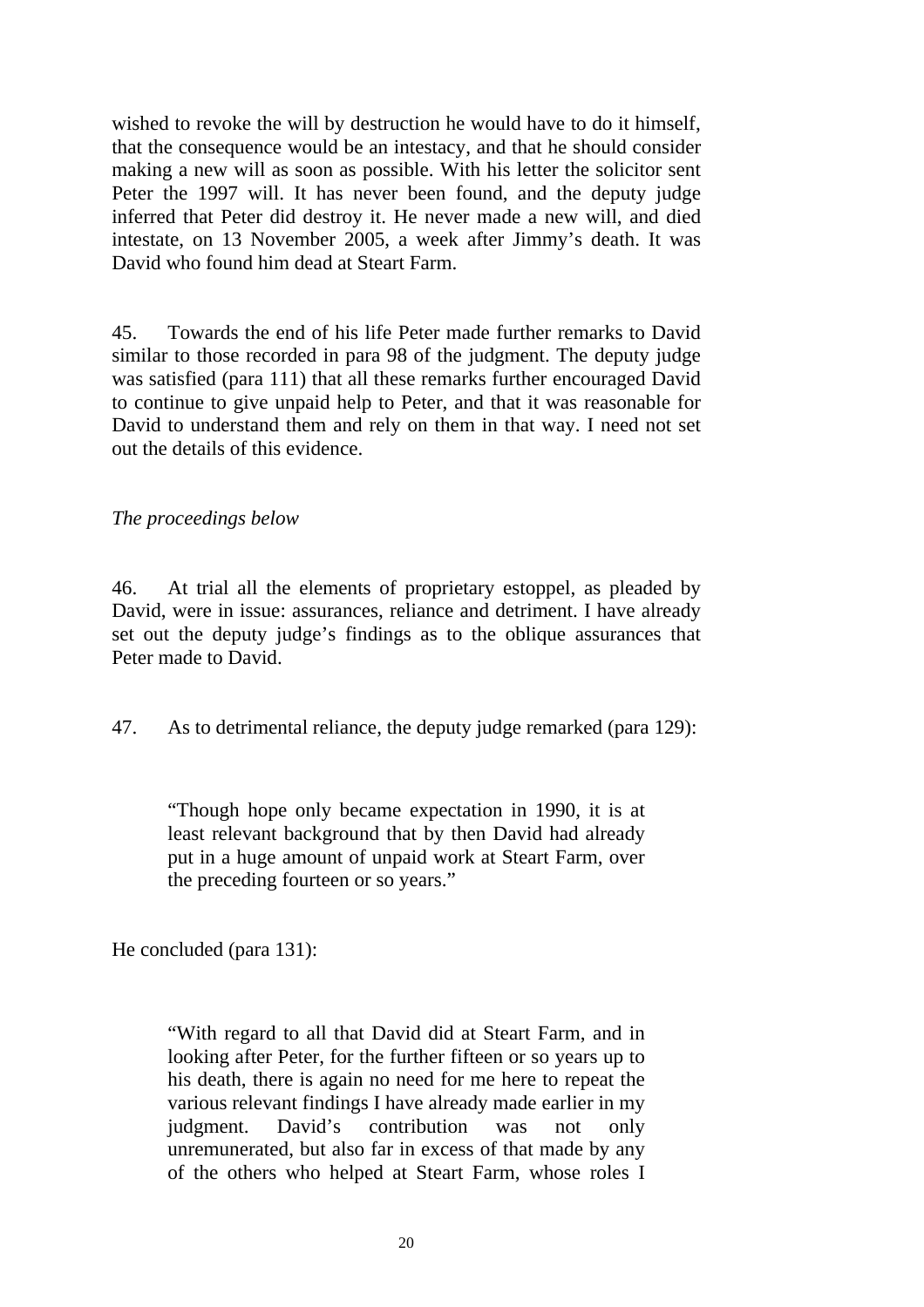wished to revoke the will by destruction he would have to do it himself, that the consequence would be an intestacy, and that he should consider making a new will as soon as possible. With his letter the solicitor sent Peter the 1997 will. It has never been found, and the deputy judge inferred that Peter did destroy it. He never made a new will, and died intestate, on 13 November 2005, a week after Jimmy's death. It was David who found him dead at Steart Farm.

45. Towards the end of his life Peter made further remarks to David similar to those recorded in para 98 of the judgment. The deputy judge was satisfied (para 111) that all these remarks further encouraged David to continue to give unpaid help to Peter, and that it was reasonable for David to understand them and rely on them in that way. I need not set out the details of this evidence.

*The proceedings below*

46. At trial all the elements of proprietary estoppel, as pleaded by David, were in issue: assurances, reliance and detriment. I have already set out the deputy judge's findings as to the oblique assurances that Peter made to David.

47. As to detrimental reliance, the deputy judge remarked (para 129):

> "Though hope only became expectation in 1990, it is at least relevant background that by then David had already put in a huge amount of unpaid work at Steart Farm, over the preceding fourteen or so years."

He concluded (para 131):

> "With regard to all that David did at Steart Farm, and in looking after Peter, for the further fifteen or so years up to his death, there is again no need for me here to repeat the various relevant findings I have already made earlier in my judgment. David's contribution was not only unremunerated, but also far in excess of that made by any of the others who helped at Steart Farm, whose roles I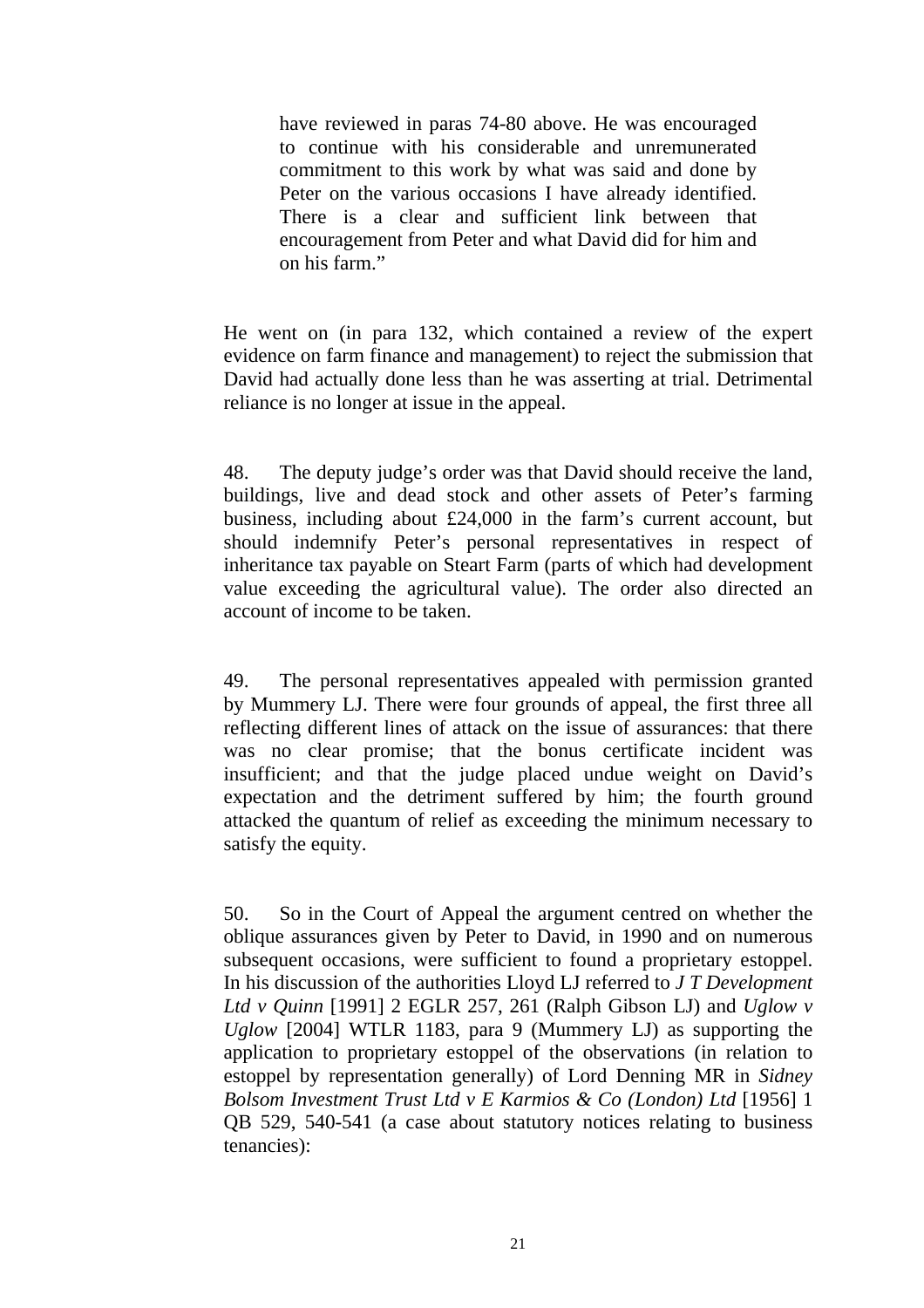> have reviewed in paras 74-80 above. He was encouraged to continue with his considerable and unremunerated commitment to this work by what was said and done by Peter on the various occasions I have already identified. There is a clear and sufficient link between that encouragement from Peter and what David did for him and on his farm."

He went on (in para 132, which contained a review of the expert evidence on farm finance and management) to reject the submission that David had actually done less than he was asserting at trial. Detrimental reliance is no longer at issue in the appeal.

48. The deputy judge's order was that David should receive the land, buildings, live and dead stock and other assets of Peter's farming business, including about £24,000 in the farm's current account, but should indemnify Peter's personal representatives in respect of inheritance tax payable on Steart Farm (parts of which had development value exceeding the agricultural value). The order also directed an account of income to be taken.

49. The personal representatives appealed with permission granted by Mummery LJ. There were four grounds of appeal, the first three all reflecting different lines of attack on the issue of assurances: that there was no clear promise; that the bonus certificate incident was insufficient; and that the judge placed undue weight on David's expectation and the detriment suffered by him; the fourth ground attacked the quantum of relief as exceeding the minimum necessary to satisfy the equity.

50. So in the Court of Appeal the argument centred on whether the oblique assurances given by Peter to David, in 1990 and on numerous subsequent occasions, were sufficient to found a proprietary estoppel. In his discussion of the authorities Lloyd LJ referred to *J T Development Ltd v Quinn* [1991] 2 EGLR 257, 261 (Ralph Gibson LJ) and *Uglow v Uglow* [2004] WTLR 1183, para 9 (Mummery LJ) as supporting the application to proprietary estoppel of the observations (in relation to estoppel by representation generally) of Lord Denning MR in *Sidney Bolsom Investment Trust Ltd v E Karmios & Co (London) Ltd* [1956] 1 QB 529, 540-541 (a case about statutory notices relating to business tenancies):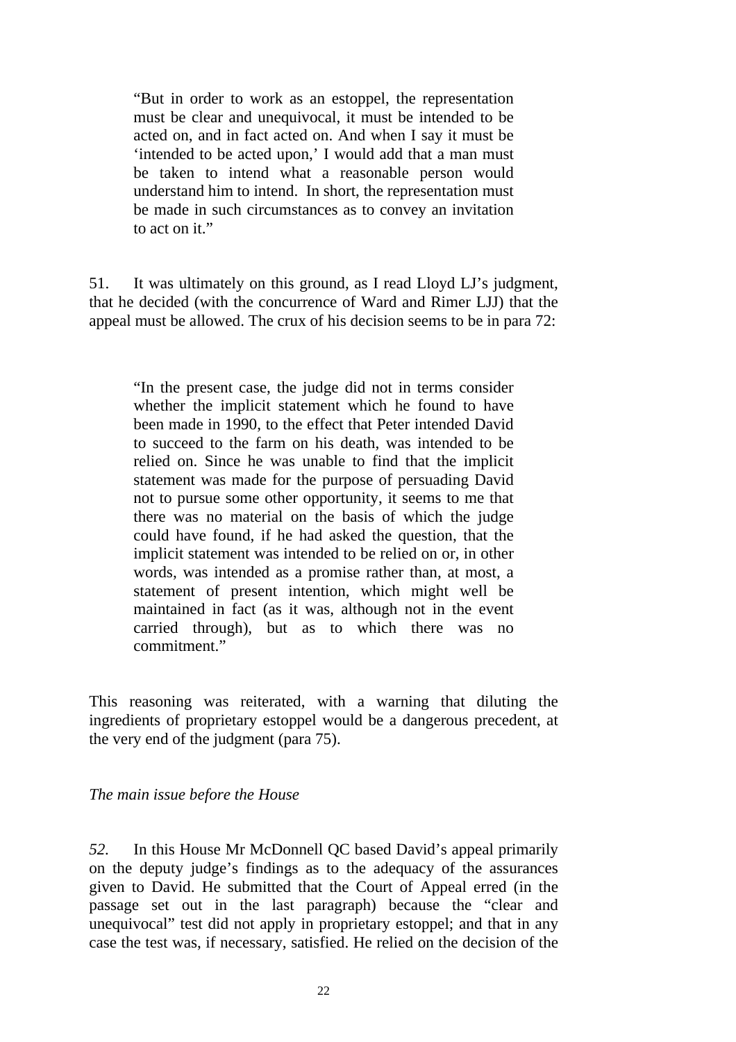> "But in order to work as an estoppel, the representation must be clear and unequivocal, it must be intended to be acted on, and in fact acted on. And when I say it must be 'intended to be acted upon,' I would add that a man must be taken to intend what a reasonable person would understand him to intend. In short, the representation must be made in such circumstances as to convey an invitation to act on it."

51. It was ultimately on this ground, as I read Lloyd LJ's judgment, that he decided (with the concurrence of Ward and Rimer LJJ) that the appeal must be allowed. The crux of his decision seems to be in para 72:

> "In the present case, the judge did not in terms consider whether the implicit statement which he found to have been made in 1990, to the effect that Peter intended David to succeed to the farm on his death, was intended to be relied on. Since he was unable to find that the implicit statement was made for the purpose of persuading David not to pursue some other opportunity, it seems to me that there was no material on the basis of which the judge could have found, if he had asked the question, that the implicit statement was intended to be relied on or, in other words, was intended as a promise rather than, at most, a statement of present intention, which might well be maintained in fact (as it was, although not in the event carried through), but as to which there was no commitment."

This reasoning was reiterated, with a warning that diluting the ingredients of proprietary estoppel would be a dangerous precedent, at the very end of the judgment (para 75).

*The main issue before the House*

*52.* In this House Mr McDonnell QC based David's appeal primarily on the deputy judge's findings as to the adequacy of the assurances given to David. He submitted that the Court of Appeal erred (in the passage set out in the last paragraph) because the "clear and unequivocal" test did not apply in proprietary estoppel; and that in any case the test was, if necessary, satisfied. He relied on the decision of the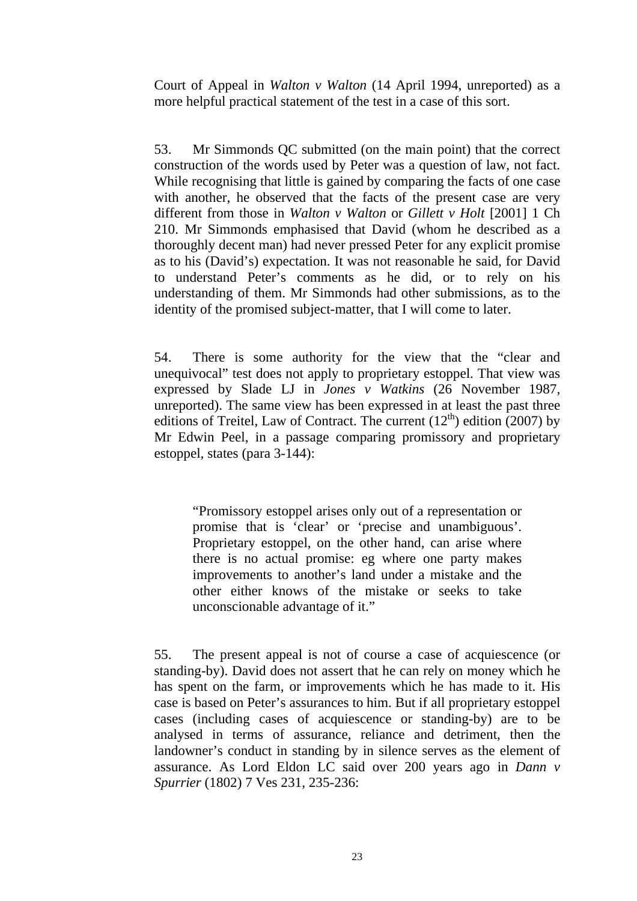Court of Appeal in *Walton v Walton* (14 April 1994, unreported) as a more helpful practical statement of the test in a case of this sort.

53. Mr Simmonds QC submitted (on the main point) that the correct construction of the words used by Peter was a question of law, not fact. While recognising that little is gained by comparing the facts of one case with another, he observed that the facts of the present case are very different from those in *Walton v Walton* or *Gillett v Holt* [2001] 1 Ch 210. Mr Simmonds emphasised that David (whom he described as a thoroughly decent man) had never pressed Peter for any explicit promise as to his (David's) expectation. It was not reasonable he said, for David to understand Peter's comments as he did, or to rely on his understanding of them. Mr Simmonds had other submissions, as to the identity of the promised subject-matter, that I will come to later.

54. There is some authority for the view that the "clear and unequivocal" test does not apply to proprietary estoppel. That view was expressed by Slade LJ in *Jones v Watkins* (26 November 1987, unreported). The same view has been expressed in at least the past three editions of Treitel, Law of Contract. The current (12th) edition (2007) by Mr Edwin Peel, in a passage comparing promissory and proprietary estoppel, states (para 3-144):

> "Promissory estoppel arises only out of a representation or promise that is 'clear' or 'precise and unambiguous'. Proprietary estoppel, on the other hand, can arise where there is no actual promise: eg where one party makes improvements to another's land under a mistake and the other either knows of the mistake or seeks to take unconscionable advantage of it."

55. The present appeal is not of course a case of acquiescence (or standing-by). David does not assert that he can rely on money which he has spent on the farm, or improvements which he has made to it. His case is based on Peter's assurances to him. But if all proprietary estoppel cases (including cases of acquiescence or standing-by) are to be analysed in terms of assurance, reliance and detriment, then the landowner's conduct in standing by in silence serves as the element of assurance. As Lord Eldon LC said over 200 years ago in *Dann v Spurrier* (1802) 7 Ves 231, 235-236: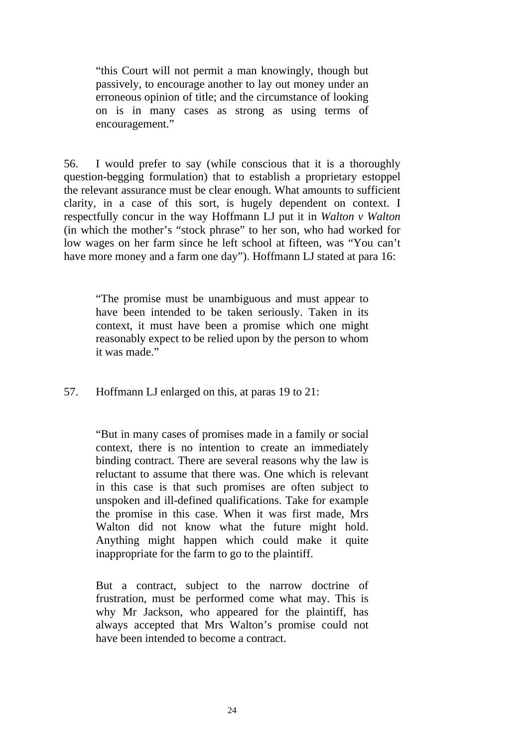> "this Court will not permit a man knowingly, though but passively, to encourage another to lay out money under an erroneous opinion of title; and the circumstance of looking on is in many cases as strong as using terms of encouragement."

56. I would prefer to say (while conscious that it is a thoroughly question-begging formulation) that to establish a proprietary estoppel the relevant assurance must be clear enough. What amounts to sufficient clarity, in a case of this sort, is hugely dependent on context. I respectfully concur in the way Hoffmann LJ put it in *Walton v Walton* (in which the mother's "stock phrase" to her son, who had worked for low wages on her farm since he left school at fifteen, was "You can't have more money and a farm one day"). Hoffmann LJ stated at para 16:

> "The promise must be unambiguous and must appear to have been intended to be taken seriously. Taken in its context, it must have been a promise which one might reasonably expect to be relied upon by the person to whom it was made."

57. Hoffmann LJ enlarged on this, at paras 19 to 21:

> "But in many cases of promises made in a family or social context, there is no intention to create an immediately binding contract. There are several reasons why the law is reluctant to assume that there was. One which is relevant in this case is that such promises are often subject to unspoken and ill-defined qualifications. Take for example the promise in this case. When it was first made, Mrs Walton did not know what the future might hold. Anything might happen which could make it quite inappropriate for the farm to go to the plaintiff.
>
> But a contract, subject to the narrow doctrine of frustration, must be performed come what may. This is why Mr Jackson, who appeared for the plaintiff, has always accepted that Mrs Walton's promise could not have been intended to become a contract.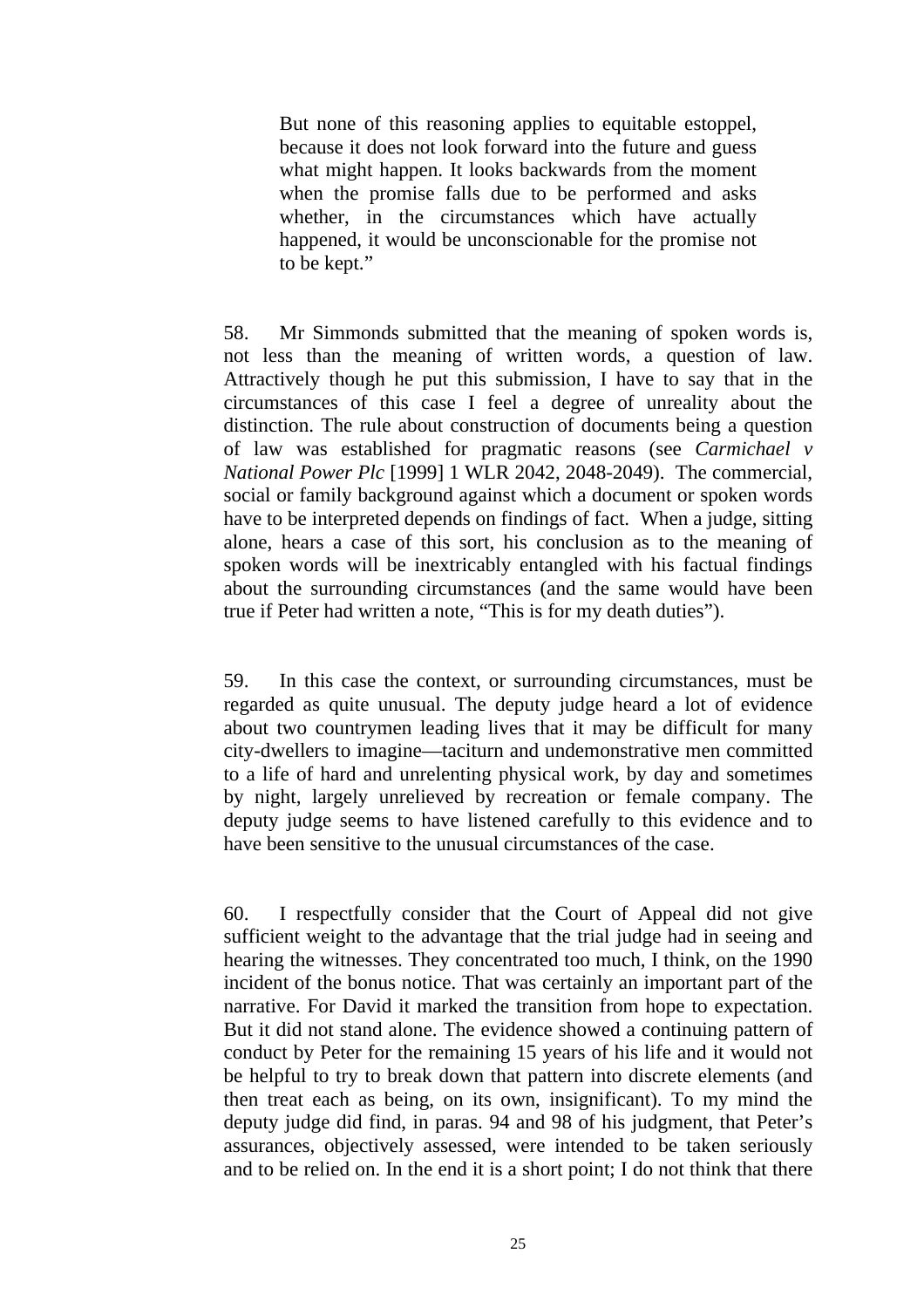> But none of this reasoning applies to equitable estoppel, because it does not look forward into the future and guess what might happen. It looks backwards from the moment when the promise falls due to be performed and asks whether, in the circumstances which have actually happened, it would be unconscionable for the promise not to be kept."

58. Mr Simmonds submitted that the meaning of spoken words is, not less than the meaning of written words, a question of law. Attractively though he put this submission, I have to say that in the circumstances of this case I feel a degree of unreality about the distinction. The rule about construction of documents being a question of law was established for pragmatic reasons (see *Carmichael v National Power Plc* [1999] 1 WLR 2042, 2048-2049). The commercial, social or family background against which a document or spoken words have to be interpreted depends on findings of fact. When a judge, sitting alone, hears a case of this sort, his conclusion as to the meaning of spoken words will be inextricably entangled with his factual findings about the surrounding circumstances (and the same would have been true if Peter had written a note, "This is for my death duties").

59. In this case the context, or surrounding circumstances, must be regarded as quite unusual. The deputy judge heard a lot of evidence about two countrymen leading lives that it may be difficult for many city-dwellers to imagine—taciturn and undemonstrative men committed to a life of hard and unrelenting physical work, by day and sometimes by night, largely unrelieved by recreation or female company. The deputy judge seems to have listened carefully to this evidence and to have been sensitive to the unusual circumstances of the case.

60. I respectfully consider that the Court of Appeal did not give sufficient weight to the advantage that the trial judge had in seeing and hearing the witnesses. They concentrated too much, I think, on the 1990 incident of the bonus notice. That was certainly an important part of the narrative. For David it marked the transition from hope to expectation. But it did not stand alone. The evidence showed a continuing pattern of conduct by Peter for the remaining 15 years of his life and it would not be helpful to try to break down that pattern into discrete elements (and then treat each as being, on its own, insignificant). To my mind the deputy judge did find, in paras. 94 and 98 of his judgment, that Peter's assurances, objectively assessed, were intended to be taken seriously and to be relied on. In the end it is a short point; I do not think that there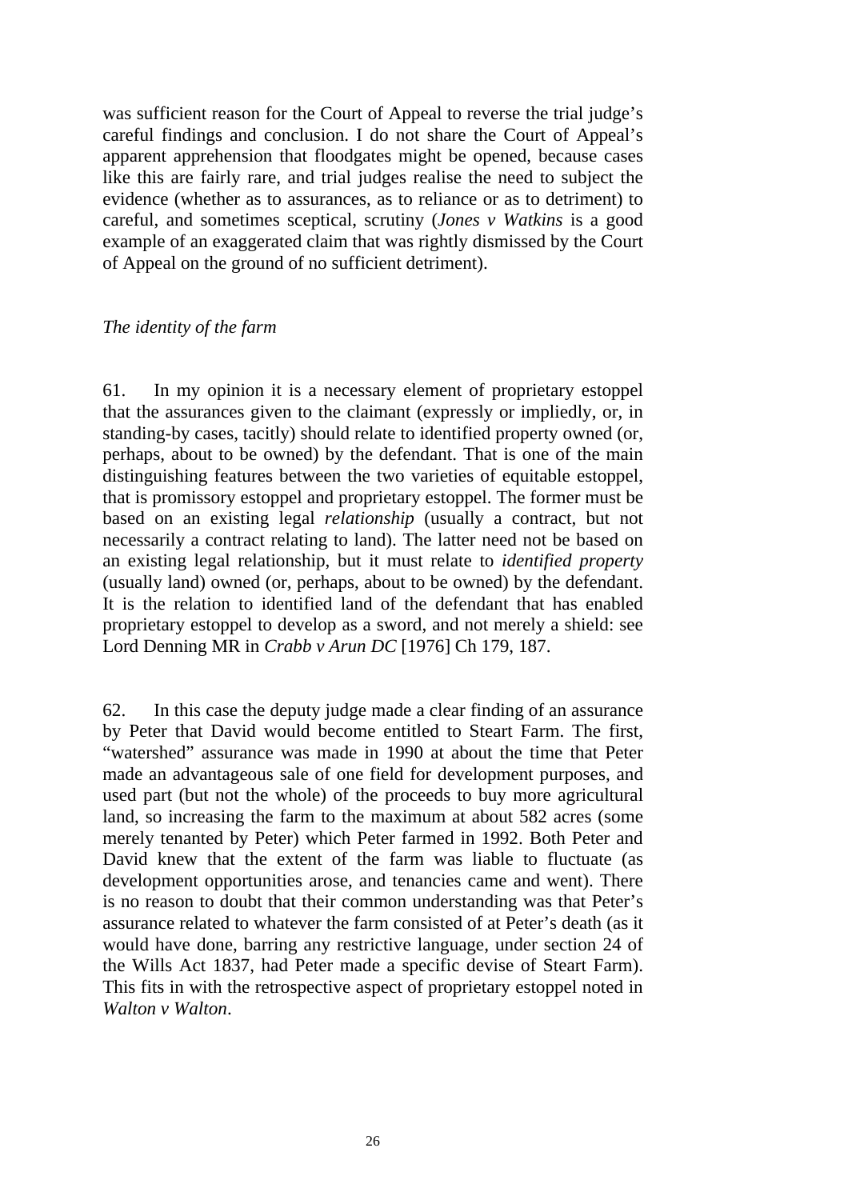was sufficient reason for the Court of Appeal to reverse the trial judge's careful findings and conclusion. I do not share the Court of Appeal's apparent apprehension that floodgates might be opened, because cases like this are fairly rare, and trial judges realise the need to subject the evidence (whether as to assurances, as to reliance or as to detriment) to careful, and sometimes sceptical, scrutiny (*Jones v Watkins* is a good example of an exaggerated claim that was rightly dismissed by the Court of Appeal on the ground of no sufficient detriment).

*The identity of the farm*

61. In my opinion it is a necessary element of proprietary estoppel that the assurances given to the claimant (expressly or impliedly, or, in standing-by cases, tacitly) should relate to identified property owned (or, perhaps, about to be owned) by the defendant. That is one of the main distinguishing features between the two varieties of equitable estoppel, that is promissory estoppel and proprietary estoppel. The former must be based on an existing legal *relationship* (usually a contract, but not necessarily a contract relating to land). The latter need not be based on an existing legal relationship, but it must relate to *identified property* (usually land) owned (or, perhaps, about to be owned) by the defendant. It is the relation to identified land of the defendant that has enabled proprietary estoppel to develop as a sword, and not merely a shield: see Lord Denning MR in *Crabb v Arun DC* [1976] Ch 179, 187.

62. In this case the deputy judge made a clear finding of an assurance by Peter that David would become entitled to Steart Farm. The first, "watershed" assurance was made in 1990 at about the time that Peter made an advantageous sale of one field for development purposes, and used part (but not the whole) of the proceeds to buy more agricultural land, so increasing the farm to the maximum at about 582 acres (some merely tenanted by Peter) which Peter farmed in 1992. Both Peter and David knew that the extent of the farm was liable to fluctuate (as development opportunities arose, and tenancies came and went). There is no reason to doubt that their common understanding was that Peter's assurance related to whatever the farm consisted of at Peter's death (as it would have done, barring any restrictive language, under section 24 of the Wills Act 1837, had Peter made a specific devise of Steart Farm). This fits in with the retrospective aspect of proprietary estoppel noted in *Walton v Walton*.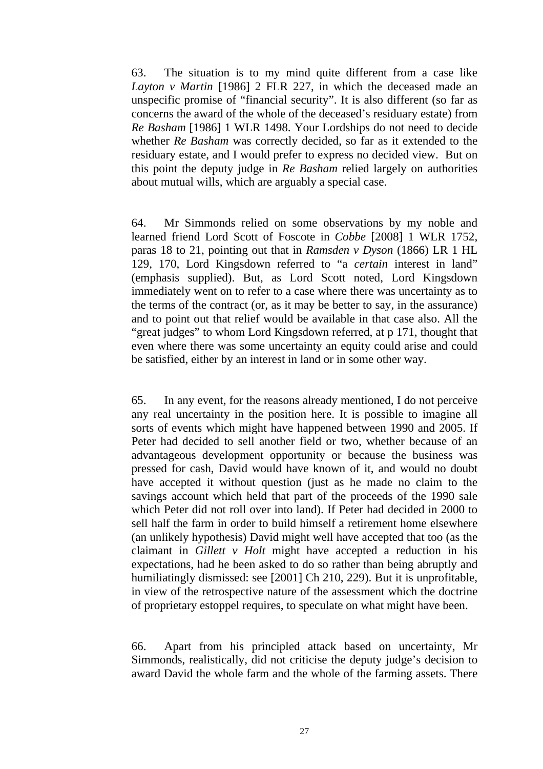63. The situation is to my mind quite different from a case like *Layton v Martin* [1986] 2 FLR 227, in which the deceased made an unspecific promise of "financial security". It is also different (so far as concerns the award of the whole of the deceased's residuary estate) from *Re Basham* [1986] 1 WLR 1498. Your Lordships do not need to decide whether *Re Basham* was correctly decided, so far as it extended to the residuary estate, and I would prefer to express no decided view. But on this point the deputy judge in *Re Basham* relied largely on authorities about mutual wills, which are arguably a special case.

64. Mr Simmonds relied on some observations by my noble and learned friend Lord Scott of Foscote in *Cobbe* [2008] 1 WLR 1752, paras 18 to 21, pointing out that in *Ramsden v Dyson* (1866) LR 1 HL 129, 170, Lord Kingsdown referred to "a *certain* interest in land" (emphasis supplied). But, as Lord Scott noted, Lord Kingsdown immediately went on to refer to a case where there was uncertainty as to the terms of the contract (or, as it may be better to say, in the assurance) and to point out that relief would be available in that case also. All the "great judges" to whom Lord Kingsdown referred, at p 171, thought that even where there was some uncertainty an equity could arise and could be satisfied, either by an interest in land or in some other way.

65. In any event, for the reasons already mentioned, I do not perceive any real uncertainty in the position here. It is possible to imagine all sorts of events which might have happened between 1990 and 2005. If Peter had decided to sell another field or two, whether because of an advantageous development opportunity or because the business was pressed for cash, David would have known of it, and would no doubt have accepted it without question (just as he made no claim to the savings account which held that part of the proceeds of the 1990 sale which Peter did not roll over into land). If Peter had decided in 2000 to sell half the farm in order to build himself a retirement home elsewhere (an unlikely hypothesis) David might well have accepted that too (as the claimant in *Gillett v Holt* might have accepted a reduction in his expectations, had he been asked to do so rather than being abruptly and humiliatingly dismissed: see [2001] Ch 210, 229). But it is unprofitable, in view of the retrospective nature of the assessment which the doctrine of proprietary estoppel requires, to speculate on what might have been.

66. Apart from his principled attack based on uncertainty, Mr Simmonds, realistically, did not criticise the deputy judge's decision to award David the whole farm and the whole of the farming assets. There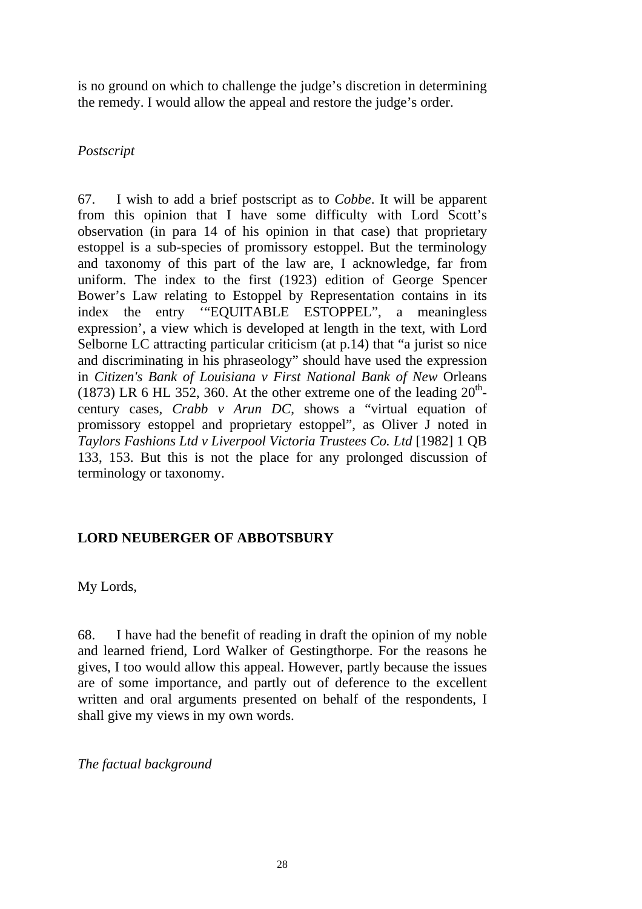is no ground on which to challenge the judge's discretion in determining the remedy. I would allow the appeal and restore the judge's order.

*Postscript*

67. I wish to add a brief postscript as to *Cobbe*. It will be apparent from this opinion that I have some difficulty with Lord Scott's observation (in para 14 of his opinion in that case) that proprietary estoppel is a sub-species of promissory estoppel. But the terminology and taxonomy of this part of the law are, I acknowledge, far from uniform. The index to the first (1923) edition of George Spencer Bower's Law relating to Estoppel by Representation contains in its index the entry '"EQUITABLE ESTOPPEL", a meaningless expression', a view which is developed at length in the text, with Lord Selborne LC attracting particular criticism (at p.14) that "a jurist so nice and discriminating in his phraseology" should have used the expression in *Citizen's Bank of Louisiana v First National Bank of New* Orleans (1873) LR 6 HL 352, 360. At the other extreme one of the leading 20th-century cases, *Crabb v Arun DC*, shows a "virtual equation of promissory estoppel and proprietary estoppel", as Oliver J noted in *Taylors Fashions Ltd v Liverpool Victoria Trustees Co. Ltd* [1982] 1 QB 133, 153. But this is not the place for any prolonged discussion of terminology or taxonomy.

**LORD NEUBERGER OF ABBOTSBURY**

My Lords,

68. I have had the benefit of reading in draft the opinion of my noble and learned friend, Lord Walker of Gestingthorpe. For the reasons he gives, I too would allow this appeal. However, partly because the issues are of some importance, and partly out of deference to the excellent written and oral arguments presented on behalf of the respondents, I shall give my views in my own words.

*The factual background*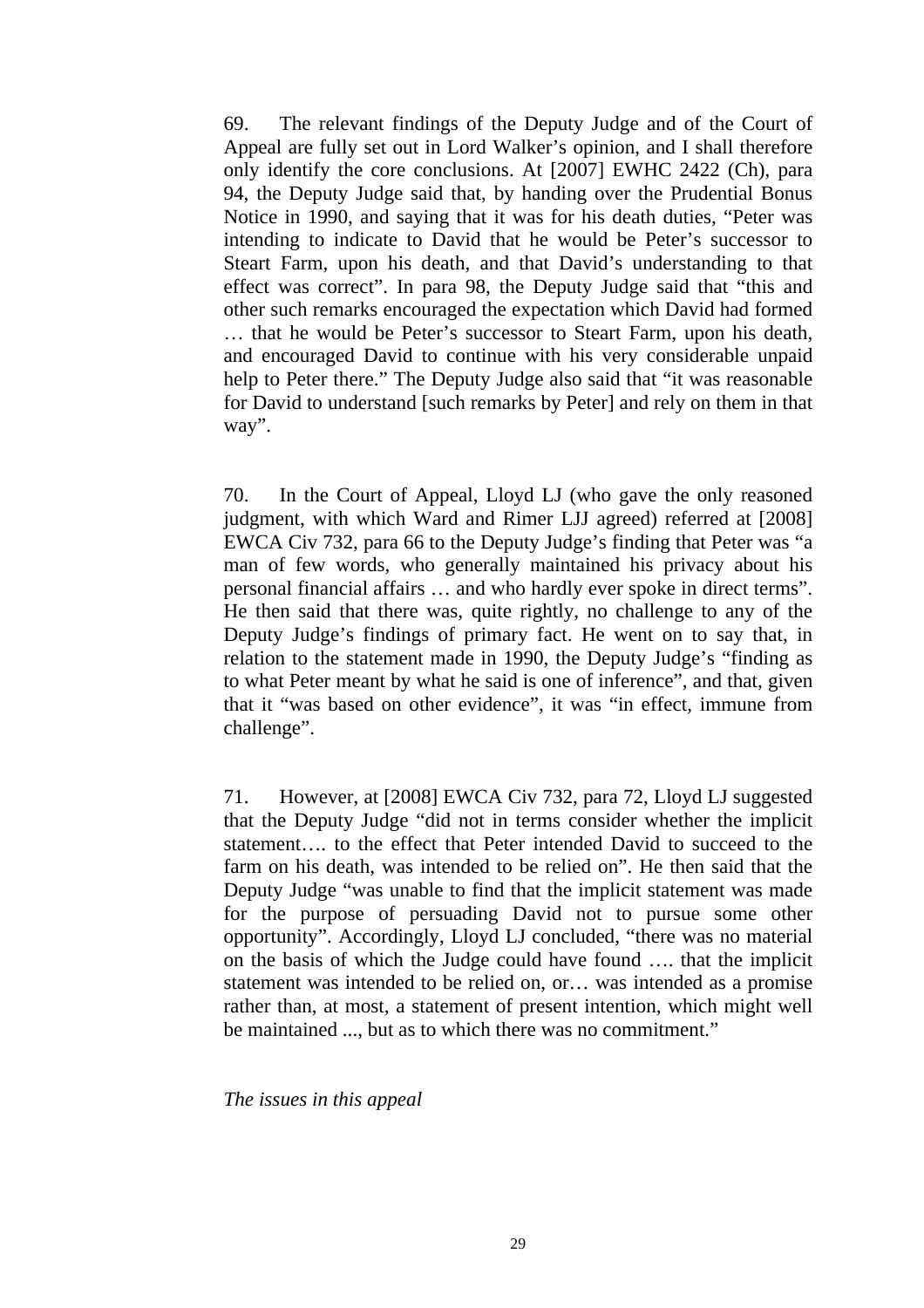69. The relevant findings of the Deputy Judge and of the Court of Appeal are fully set out in Lord Walker's opinion, and I shall therefore only identify the core conclusions. At [2007] EWHC 2422 (Ch), para 94, the Deputy Judge said that, by handing over the Prudential Bonus Notice in 1990, and saying that it was for his death duties, "Peter was intending to indicate to David that he would be Peter's successor to Steart Farm, upon his death, and that David's understanding to that effect was correct". In para 98, the Deputy Judge said that "this and other such remarks encouraged the expectation which David had formed … that he would be Peter's successor to Steart Farm, upon his death, and encouraged David to continue with his very considerable unpaid help to Peter there." The Deputy Judge also said that "it was reasonable for David to understand [such remarks by Peter] and rely on them in that way".

70. In the Court of Appeal, Lloyd LJ (who gave the only reasoned judgment, with which Ward and Rimer LJJ agreed) referred at [2008] EWCA Civ 732, para 66 to the Deputy Judge's finding that Peter was "a man of few words, who generally maintained his privacy about his personal financial affairs … and who hardly ever spoke in direct terms". He then said that there was, quite rightly, no challenge to any of the Deputy Judge's findings of primary fact. He went on to say that, in relation to the statement made in 1990, the Deputy Judge's "finding as to what Peter meant by what he said is one of inference", and that, given that it "was based on other evidence", it was "in effect, immune from challenge".

71. However, at [2008] EWCA Civ 732, para 72, Lloyd LJ suggested that the Deputy Judge "did not in terms consider whether the implicit statement…. to the effect that Peter intended David to succeed to the farm on his death, was intended to be relied on". He then said that the Deputy Judge "was unable to find that the implicit statement was made for the purpose of persuading David not to pursue some other opportunity". Accordingly, Lloyd LJ concluded, "there was no material on the basis of which the Judge could have found …. that the implicit statement was intended to be relied on, or… was intended as a promise rather than, at most, a statement of present intention, which might well be maintained ..., but as to which there was no commitment."

*The issues in this appeal*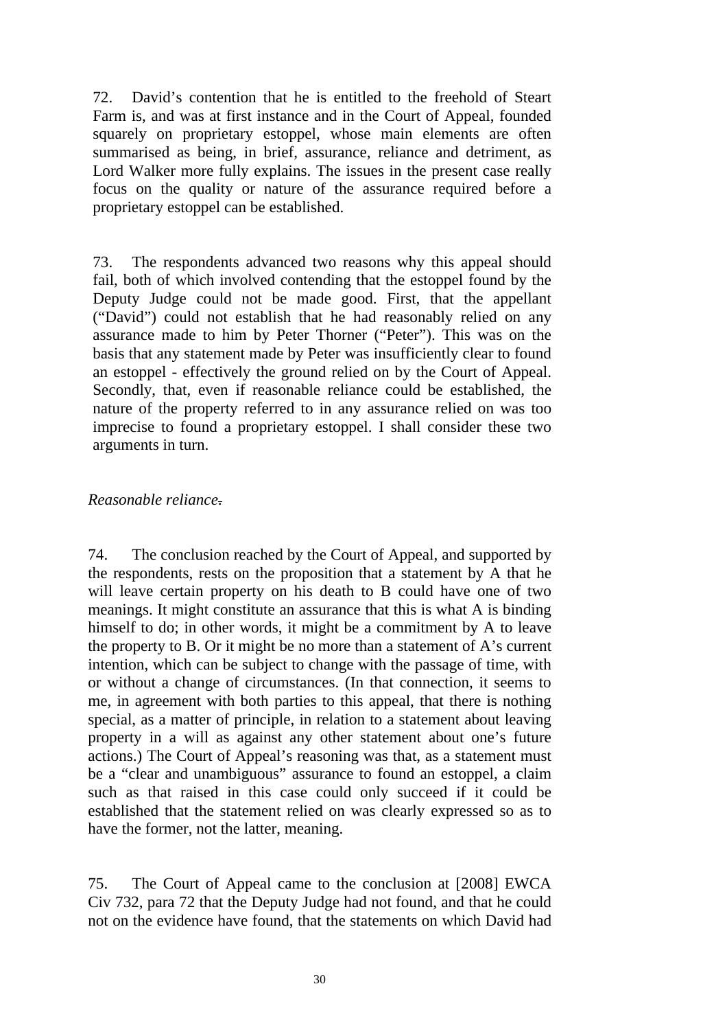72. David's contention that he is entitled to the freehold of Steart Farm is, and was at first instance and in the Court of Appeal, founded squarely on proprietary estoppel, whose main elements are often summarised as being, in brief, assurance, reliance and detriment, as Lord Walker more fully explains. The issues in the present case really focus on the quality or nature of the assurance required before a proprietary estoppel can be established.

73. The respondents advanced two reasons why this appeal should fail, both of which involved contending that the estoppel found by the Deputy Judge could not be made good. First, that the appellant ("David") could not establish that he had reasonably relied on any assurance made to him by Peter Thorner ("Peter"). This was on the basis that any statement made by Peter was insufficiently clear to found an estoppel - effectively the ground relied on by the Court of Appeal. Secondly, that, even if reasonable reliance could be established, the nature of the property referred to in any assurance relied on was too imprecise to found a proprietary estoppel. I shall consider these two arguments in turn.

*Reasonable reliance.*

74. The conclusion reached by the Court of Appeal, and supported by the respondents, rests on the proposition that a statement by A that he will leave certain property on his death to B could have one of two meanings. It might constitute an assurance that this is what A is binding himself to do; in other words, it might be a commitment by A to leave the property to B. Or it might be no more than a statement of A's current intention, which can be subject to change with the passage of time, with or without a change of circumstances. (In that connection, it seems to me, in agreement with both parties to this appeal, that there is nothing special, as a matter of principle, in relation to a statement about leaving property in a will as against any other statement about one's future actions.) The Court of Appeal's reasoning was that, as a statement must be a "clear and unambiguous" assurance to found an estoppel, a claim such as that raised in this case could only succeed if it could be established that the statement relied on was clearly expressed so as to have the former, not the latter, meaning.

75. The Court of Appeal came to the conclusion at [2008] EWCA Civ 732, para 72 that the Deputy Judge had not found, and that he could not on the evidence have found, that the statements on which David had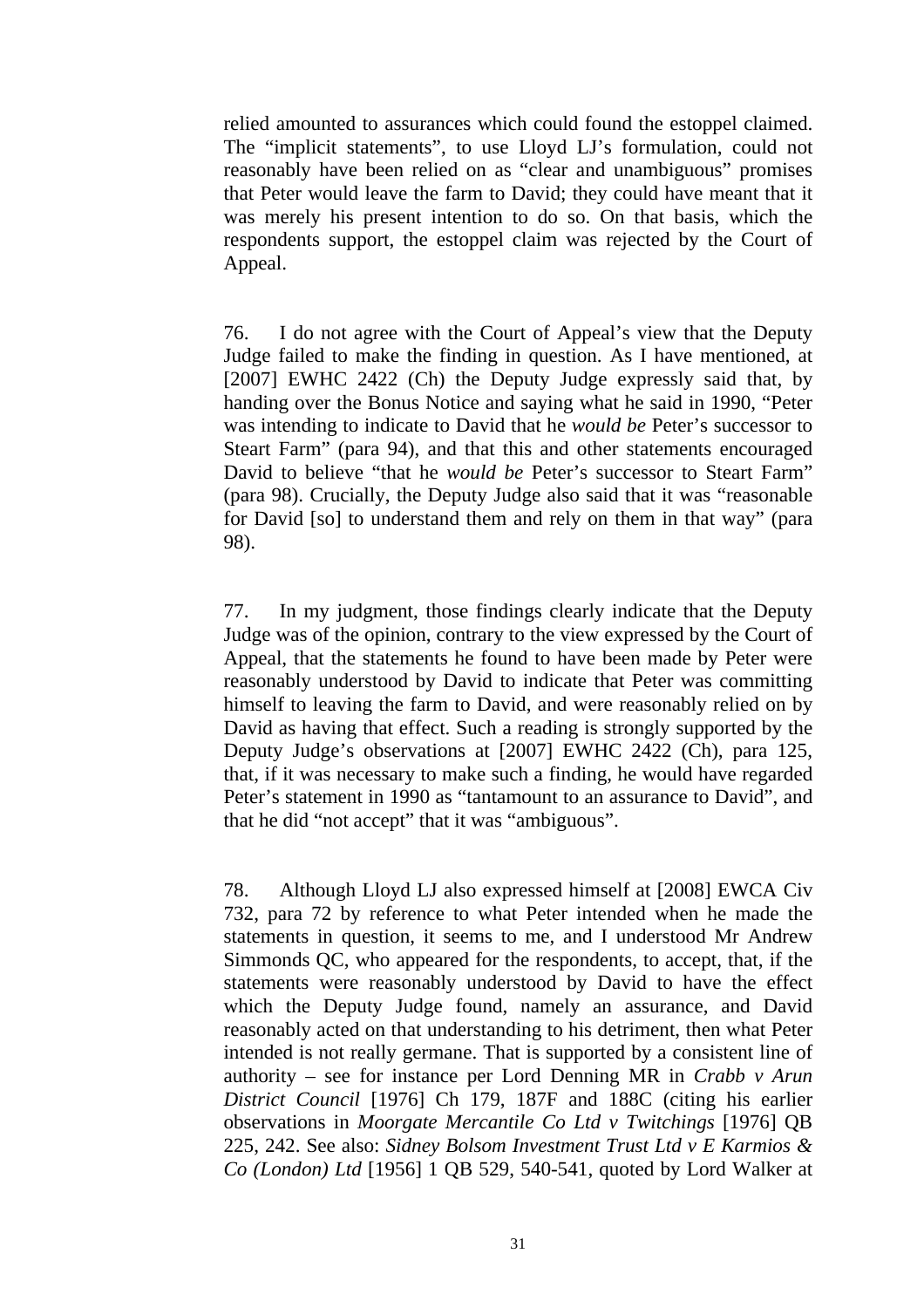relied amounted to assurances which could found the estoppel claimed. The "implicit statements", to use Lloyd LJ's formulation, could not reasonably have been relied on as "clear and unambiguous" promises that Peter would leave the farm to David; they could have meant that it was merely his present intention to do so. On that basis, which the respondents support, the estoppel claim was rejected by the Court of Appeal.

76. I do not agree with the Court of Appeal's view that the Deputy Judge failed to make the finding in question. As I have mentioned, at [2007] EWHC 2422 (Ch) the Deputy Judge expressly said that, by handing over the Bonus Notice and saying what he said in 1990, "Peter was intending to indicate to David that he *would be* Peter's successor to Steart Farm" (para 94), and that this and other statements encouraged David to believe "that he *would be* Peter's successor to Steart Farm" (para 98). Crucially, the Deputy Judge also said that it was "reasonable for David [so] to understand them and rely on them in that way" (para 98).

77. In my judgment, those findings clearly indicate that the Deputy Judge was of the opinion, contrary to the view expressed by the Court of Appeal, that the statements he found to have been made by Peter were reasonably understood by David to indicate that Peter was committing himself to leaving the farm to David, and were reasonably relied on by David as having that effect. Such a reading is strongly supported by the Deputy Judge's observations at [2007] EWHC 2422 (Ch), para 125, that, if it was necessary to make such a finding, he would have regarded Peter's statement in 1990 as "tantamount to an assurance to David", and that he did "not accept" that it was "ambiguous".

78. Although Lloyd LJ also expressed himself at [2008] EWCA Civ 732, para 72 by reference to what Peter intended when he made the statements in question, it seems to me, and I understood Mr Andrew Simmonds QC, who appeared for the respondents, to accept, that, if the statements were reasonably understood by David to have the effect which the Deputy Judge found, namely an assurance, and David reasonably acted on that understanding to his detriment, then what Peter intended is not really germane. That is supported by a consistent line of authority – see for instance per Lord Denning MR in *Crabb v Arun District Council* [1976] Ch 179, 187F and 188C (citing his earlier observations in *Moorgate Mercantile Co Ltd v Twitchings* [1976] QB 225, 242. See also: *Sidney Bolsom Investment Trust Ltd v E Karmios & Co (London) Ltd* [1956] 1 QB 529, 540-541, quoted by Lord Walker at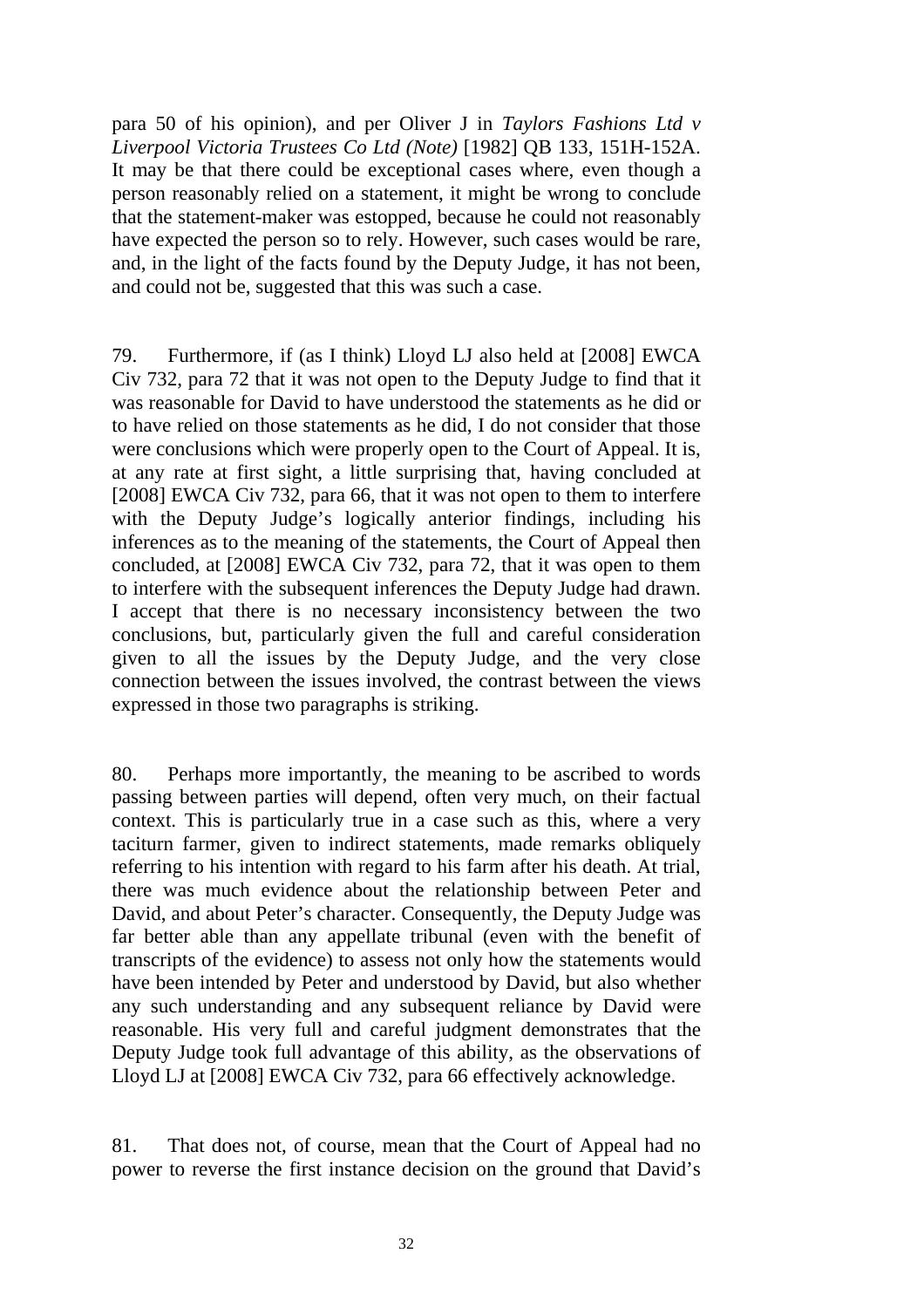para 50 of his opinion), and per Oliver J in *Taylors Fashions Ltd v Liverpool Victoria Trustees Co Ltd (Note)* [1982] QB 133, 151H-152A. It may be that there could be exceptional cases where, even though a person reasonably relied on a statement, it might be wrong to conclude that the statement-maker was estopped, because he could not reasonably have expected the person so to rely. However, such cases would be rare, and, in the light of the facts found by the Deputy Judge, it has not been, and could not be, suggested that this was such a case.

79. Furthermore, if (as I think) Lloyd LJ also held at [2008] EWCA Civ 732, para 72 that it was not open to the Deputy Judge to find that it was reasonable for David to have understood the statements as he did or to have relied on those statements as he did, I do not consider that those were conclusions which were properly open to the Court of Appeal. It is, at any rate at first sight, a little surprising that, having concluded at [2008] EWCA Civ 732, para 66, that it was not open to them to interfere with the Deputy Judge's logically anterior findings, including his inferences as to the meaning of the statements, the Court of Appeal then concluded, at [2008] EWCA Civ 732, para 72, that it was open to them to interfere with the subsequent inferences the Deputy Judge had drawn. I accept that there is no necessary inconsistency between the two conclusions, but, particularly given the full and careful consideration given to all the issues by the Deputy Judge, and the very close connection between the issues involved, the contrast between the views expressed in those two paragraphs is striking.

80. Perhaps more importantly, the meaning to be ascribed to words passing between parties will depend, often very much, on their factual context. This is particularly true in a case such as this, where a very taciturn farmer, given to indirect statements, made remarks obliquely referring to his intention with regard to his farm after his death. At trial, there was much evidence about the relationship between Peter and David, and about Peter's character. Consequently, the Deputy Judge was far better able than any appellate tribunal (even with the benefit of transcripts of the evidence) to assess not only how the statements would have been intended by Peter and understood by David, but also whether any such understanding and any subsequent reliance by David were reasonable. His very full and careful judgment demonstrates that the Deputy Judge took full advantage of this ability, as the observations of Lloyd LJ at [2008] EWCA Civ 732, para 66 effectively acknowledge.

81. That does not, of course, mean that the Court of Appeal had no power to reverse the first instance decision on the ground that David's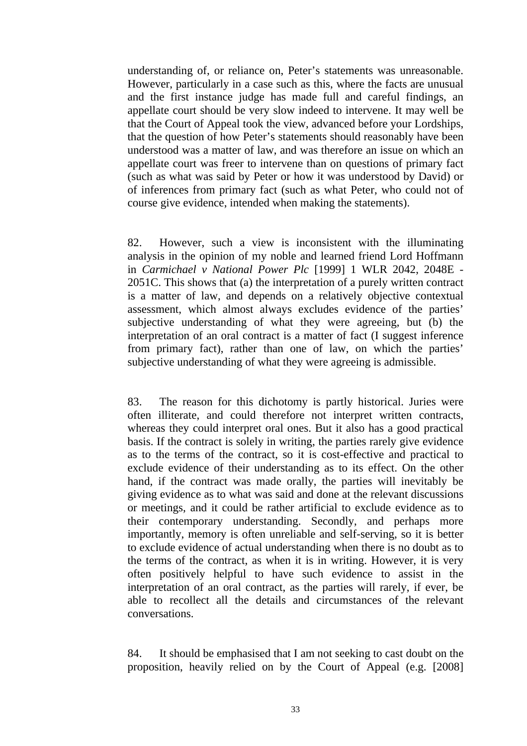understanding of, or reliance on, Peter's statements was unreasonable. However, particularly in a case such as this, where the facts are unusual and the first instance judge has made full and careful findings, an appellate court should be very slow indeed to intervene. It may well be that the Court of Appeal took the view, advanced before your Lordships, that the question of how Peter's statements should reasonably have been understood was a matter of law, and was therefore an issue on which an appellate court was freer to intervene than on questions of primary fact (such as what was said by Peter or how it was understood by David) or of inferences from primary fact (such as what Peter, who could not of course give evidence, intended when making the statements).

82. However, such a view is inconsistent with the illuminating analysis in the opinion of my noble and learned friend Lord Hoffmann in *Carmichael v National Power Plc* [1999] 1 WLR 2042, 2048E - 2051C. This shows that (a) the interpretation of a purely written contract is a matter of law, and depends on a relatively objective contextual assessment, which almost always excludes evidence of the parties' subjective understanding of what they were agreeing, but (b) the interpretation of an oral contract is a matter of fact (I suggest inference from primary fact), rather than one of law, on which the parties' subjective understanding of what they were agreeing is admissible.

83. The reason for this dichotomy is partly historical. Juries were often illiterate, and could therefore not interpret written contracts, whereas they could interpret oral ones. But it also has a good practical basis. If the contract is solely in writing, the parties rarely give evidence as to the terms of the contract, so it is cost-effective and practical to exclude evidence of their understanding as to its effect. On the other hand, if the contract was made orally, the parties will inevitably be giving evidence as to what was said and done at the relevant discussions or meetings, and it could be rather artificial to exclude evidence as to their contemporary understanding. Secondly, and perhaps more importantly, memory is often unreliable and self-serving, so it is better to exclude evidence of actual understanding when there is no doubt as to the terms of the contract, as when it is in writing. However, it is very often positively helpful to have such evidence to assist in the interpretation of an oral contract, as the parties will rarely, if ever, be able to recollect all the details and circumstances of the relevant conversations.

84. It should be emphasised that I am not seeking to cast doubt on the proposition, heavily relied on by the Court of Appeal (e.g. [2008]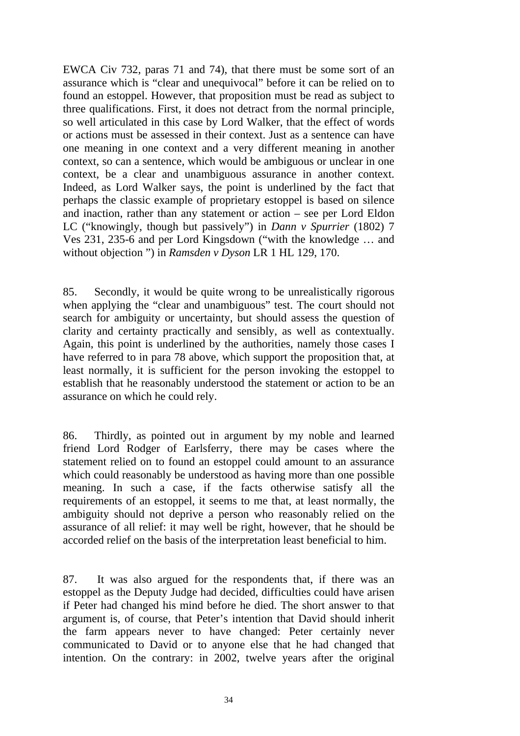EWCA Civ 732, paras 71 and 74), that there must be some sort of an assurance which is "clear and unequivocal" before it can be relied on to found an estoppel. However, that proposition must be read as subject to three qualifications. First, it does not detract from the normal principle, so well articulated in this case by Lord Walker, that the effect of words or actions must be assessed in their context. Just as a sentence can have one meaning in one context and a very different meaning in another context, so can a sentence, which would be ambiguous or unclear in one context, be a clear and unambiguous assurance in another context. Indeed, as Lord Walker says, the point is underlined by the fact that perhaps the classic example of proprietary estoppel is based on silence and inaction, rather than any statement or action – see per Lord Eldon LC ("knowingly, though but passively") in *Dann v Spurrier* (1802) 7 Ves 231, 235-6 and per Lord Kingsdown ("with the knowledge … and without objection ") in *Ramsden v Dyson* LR 1 HL 129, 170.

85. Secondly, it would be quite wrong to be unrealistically rigorous when applying the "clear and unambiguous" test. The court should not search for ambiguity or uncertainty, but should assess the question of clarity and certainty practically and sensibly, as well as contextually. Again, this point is underlined by the authorities, namely those cases I have referred to in para 78 above, which support the proposition that, at least normally, it is sufficient for the person invoking the estoppel to establish that he reasonably understood the statement or action to be an assurance on which he could rely.

86. Thirdly, as pointed out in argument by my noble and learned friend Lord Rodger of Earlsferry, there may be cases where the statement relied on to found an estoppel could amount to an assurance which could reasonably be understood as having more than one possible meaning. In such a case, if the facts otherwise satisfy all the requirements of an estoppel, it seems to me that, at least normally, the ambiguity should not deprive a person who reasonably relied on the assurance of all relief: it may well be right, however, that he should be accorded relief on the basis of the interpretation least beneficial to him.

87. It was also argued for the respondents that, if there was an estoppel as the Deputy Judge had decided, difficulties could have arisen if Peter had changed his mind before he died. The short answer to that argument is, of course, that Peter's intention that David should inherit the farm appears never to have changed: Peter certainly never communicated to David or to anyone else that he had changed that intention. On the contrary: in 2002, twelve years after the original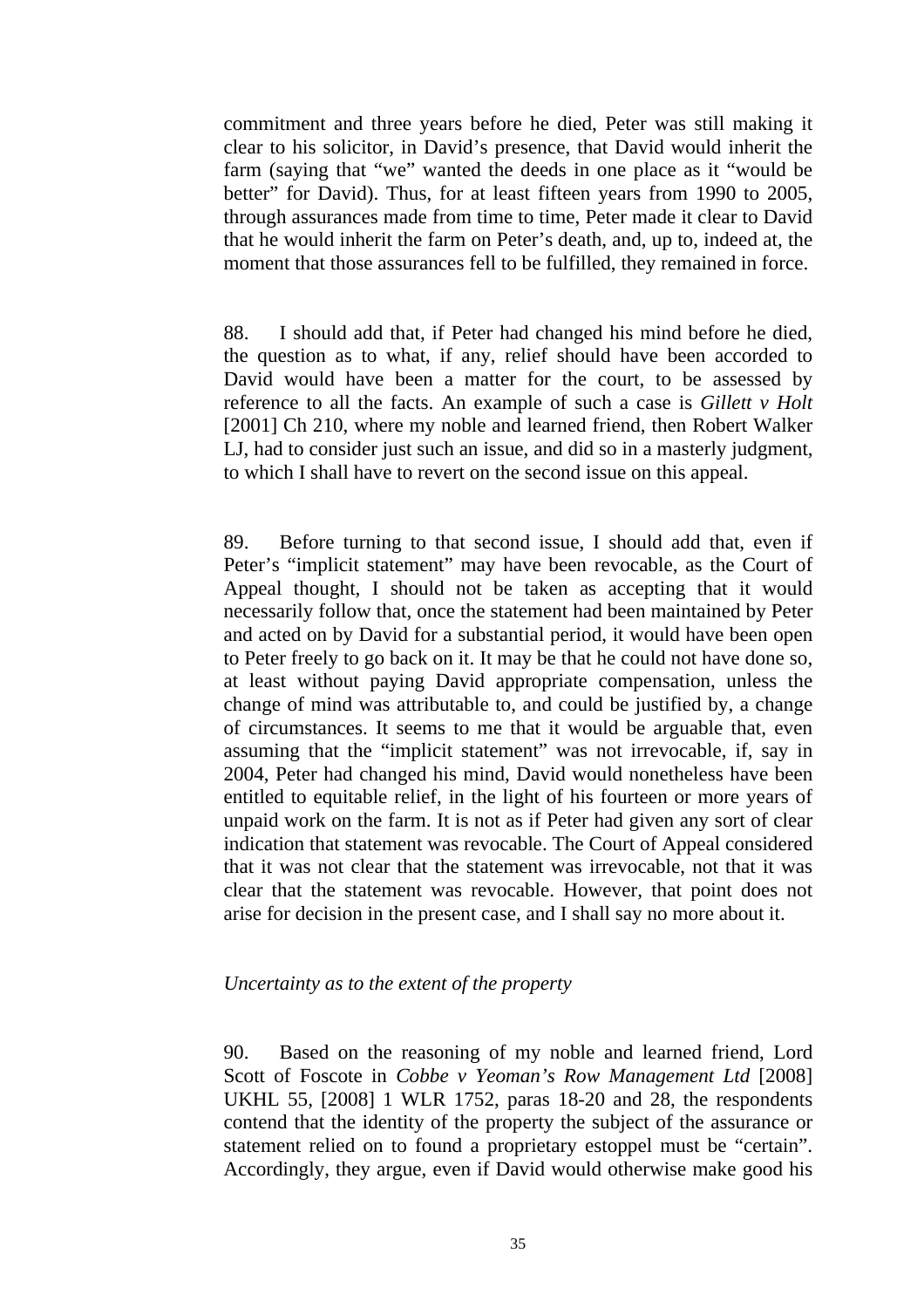commitment and three years before he died, Peter was still making it clear to his solicitor, in David's presence, that David would inherit the farm (saying that "we" wanted the deeds in one place as it "would be better" for David). Thus, for at least fifteen years from 1990 to 2005, through assurances made from time to time, Peter made it clear to David that he would inherit the farm on Peter's death, and, up to, indeed at, the moment that those assurances fell to be fulfilled, they remained in force.

88. I should add that, if Peter had changed his mind before he died, the question as to what, if any, relief should have been accorded to David would have been a matter for the court, to be assessed by reference to all the facts. An example of such a case is *Gillett v Holt* [2001] Ch 210, where my noble and learned friend, then Robert Walker LJ, had to consider just such an issue, and did so in a masterly judgment, to which I shall have to revert on the second issue on this appeal.

89. Before turning to that second issue, I should add that, even if Peter's "implicit statement" may have been revocable, as the Court of Appeal thought, I should not be taken as accepting that it would necessarily follow that, once the statement had been maintained by Peter and acted on by David for a substantial period, it would have been open to Peter freely to go back on it. It may be that he could not have done so, at least without paying David appropriate compensation, unless the change of mind was attributable to, and could be justified by, a change of circumstances. It seems to me that it would be arguable that, even assuming that the "implicit statement" was not irrevocable, if, say in 2004, Peter had changed his mind, David would nonetheless have been entitled to equitable relief, in the light of his fourteen or more years of unpaid work on the farm. It is not as if Peter had given any sort of clear indication that statement was revocable. The Court of Appeal considered that it was not clear that the statement was irrevocable, not that it was clear that the statement was revocable. However, that point does not arise for decision in the present case, and I shall say no more about it.

*Uncertainty as to the extent of the property*

90. Based on the reasoning of my noble and learned friend, Lord Scott of Foscote in *Cobbe v Yeoman's Row Management Ltd* [2008] UKHL 55, [2008] 1 WLR 1752, paras 18-20 and 28, the respondents contend that the identity of the property the subject of the assurance or statement relied on to found a proprietary estoppel must be "certain". Accordingly, they argue, even if David would otherwise make good his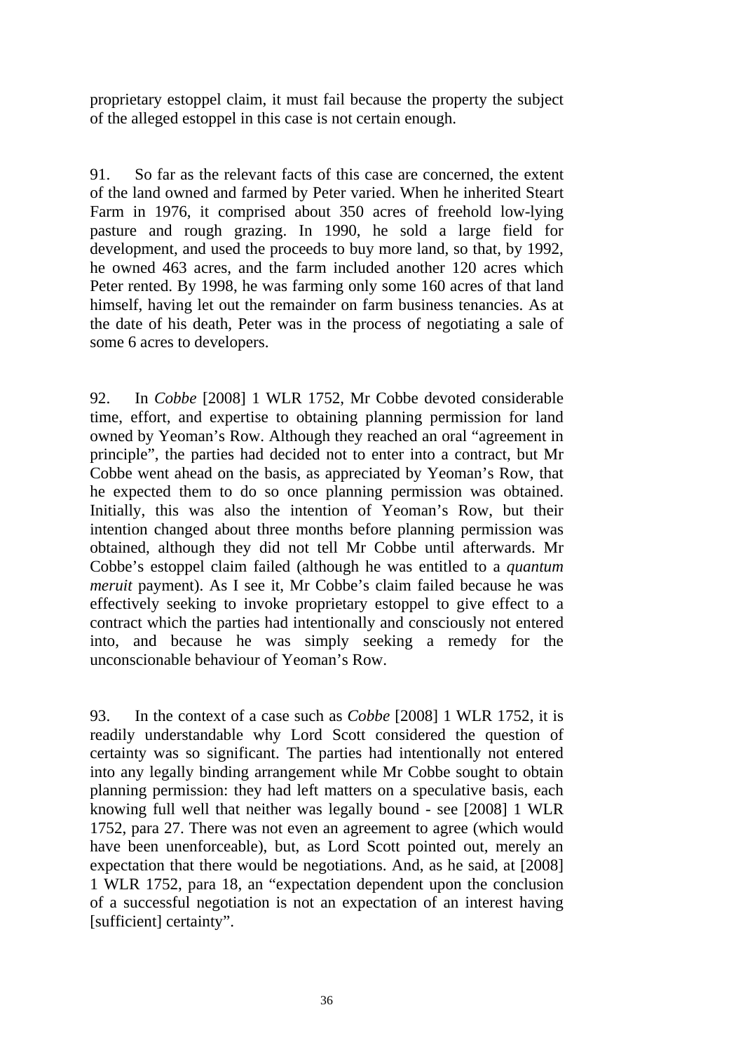proprietary estoppel claim, it must fail because the property the subject of the alleged estoppel in this case is not certain enough.

91. So far as the relevant facts of this case are concerned, the extent of the land owned and farmed by Peter varied. When he inherited Steart Farm in 1976, it comprised about 350 acres of freehold low-lying pasture and rough grazing. In 1990, he sold a large field for development, and used the proceeds to buy more land, so that, by 1992, he owned 463 acres, and the farm included another 120 acres which Peter rented. By 1998, he was farming only some 160 acres of that land himself, having let out the remainder on farm business tenancies. As at the date of his death, Peter was in the process of negotiating a sale of some 6 acres to developers.

92. In *Cobbe* [2008] 1 WLR 1752, Mr Cobbe devoted considerable time, effort, and expertise to obtaining planning permission for land owned by Yeoman's Row. Although they reached an oral "agreement in principle", the parties had decided not to enter into a contract, but Mr Cobbe went ahead on the basis, as appreciated by Yeoman's Row, that he expected them to do so once planning permission was obtained. Initially, this was also the intention of Yeoman's Row, but their intention changed about three months before planning permission was obtained, although they did not tell Mr Cobbe until afterwards. Mr Cobbe's estoppel claim failed (although he was entitled to a *quantum meruit* payment). As I see it, Mr Cobbe's claim failed because he was effectively seeking to invoke proprietary estoppel to give effect to a contract which the parties had intentionally and consciously not entered into, and because he was simply seeking a remedy for the unconscionable behaviour of Yeoman's Row.

93. In the context of a case such as *Cobbe* [2008] 1 WLR 1752, it is readily understandable why Lord Scott considered the question of certainty was so significant. The parties had intentionally not entered into any legally binding arrangement while Mr Cobbe sought to obtain planning permission: they had left matters on a speculative basis, each knowing full well that neither was legally bound - see [2008] 1 WLR 1752, para 27. There was not even an agreement to agree (which would have been unenforceable), but, as Lord Scott pointed out, merely an expectation that there would be negotiations. And, as he said, at [2008] 1 WLR 1752, para 18, an "expectation dependent upon the conclusion of a successful negotiation is not an expectation of an interest having [sufficient] certainty".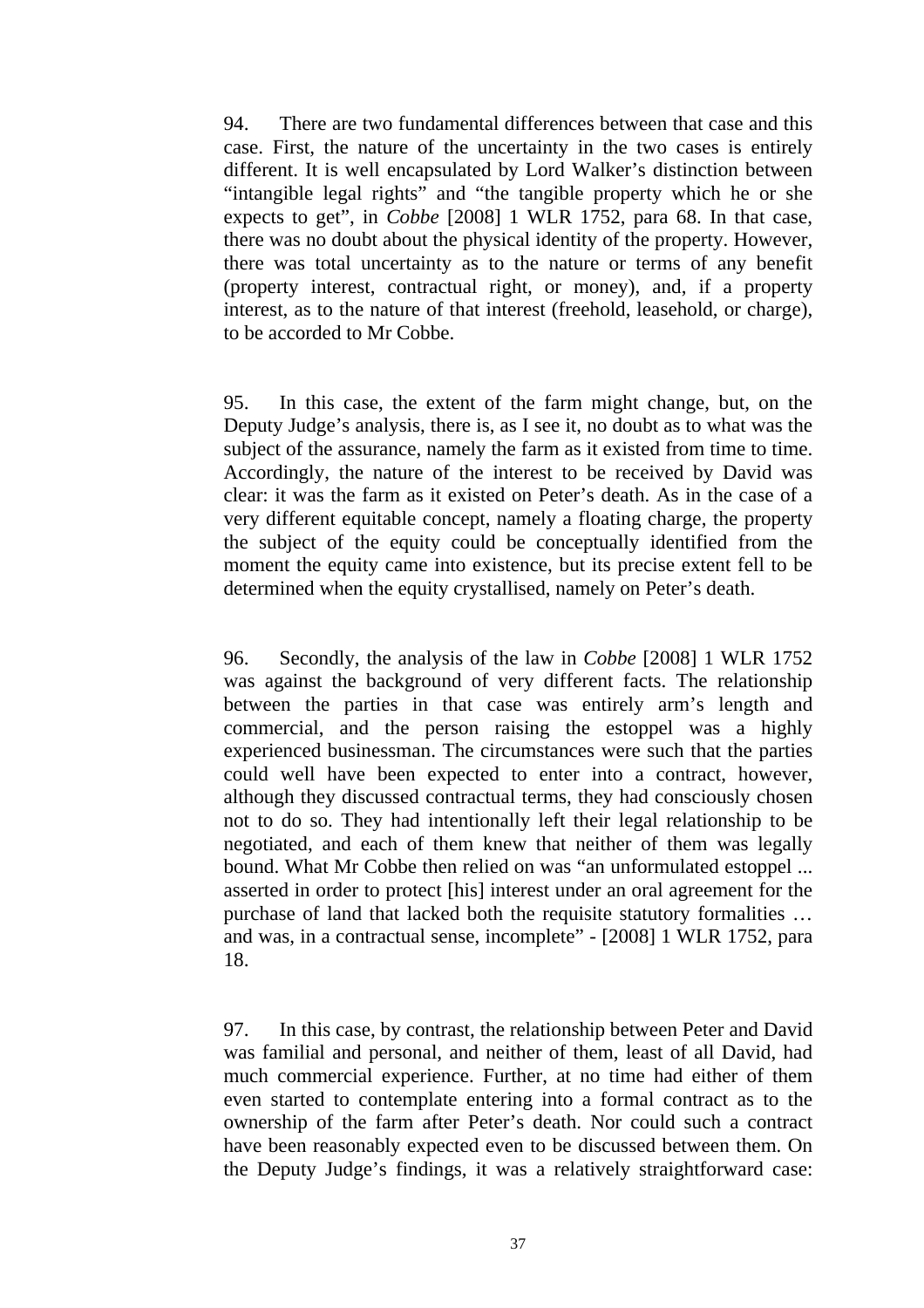94. There are two fundamental differences between that case and this case. First, the nature of the uncertainty in the two cases is entirely different. It is well encapsulated by Lord Walker's distinction between "intangible legal rights" and "the tangible property which he or she expects to get", in *Cobbe* [2008] 1 WLR 1752, para 68. In that case, there was no doubt about the physical identity of the property. However, there was total uncertainty as to the nature or terms of any benefit (property interest, contractual right, or money), and, if a property interest, as to the nature of that interest (freehold, leasehold, or charge), to be accorded to Mr Cobbe.

95. In this case, the extent of the farm might change, but, on the Deputy Judge's analysis, there is, as I see it, no doubt as to what was the subject of the assurance, namely the farm as it existed from time to time. Accordingly, the nature of the interest to be received by David was clear: it was the farm as it existed on Peter's death. As in the case of a very different equitable concept, namely a floating charge, the property the subject of the equity could be conceptually identified from the moment the equity came into existence, but its precise extent fell to be determined when the equity crystallised, namely on Peter's death.

96. Secondly, the analysis of the law in *Cobbe* [2008] 1 WLR 1752 was against the background of very different facts. The relationship between the parties in that case was entirely arm's length and commercial, and the person raising the estoppel was a highly experienced businessman. The circumstances were such that the parties could well have been expected to enter into a contract, however, although they discussed contractual terms, they had consciously chosen not to do so. They had intentionally left their legal relationship to be negotiated, and each of them knew that neither of them was legally bound. What Mr Cobbe then relied on was "an unformulated estoppel ... asserted in order to protect [his] interest under an oral agreement for the purchase of land that lacked both the requisite statutory formalities … and was, in a contractual sense, incomplete" - [2008] 1 WLR 1752, para 18.

97. In this case, by contrast, the relationship between Peter and David was familial and personal, and neither of them, least of all David, had much commercial experience. Further, at no time had either of them even started to contemplate entering into a formal contract as to the ownership of the farm after Peter's death. Nor could such a contract have been reasonably expected even to be discussed between them. On the Deputy Judge's findings, it was a relatively straightforward case: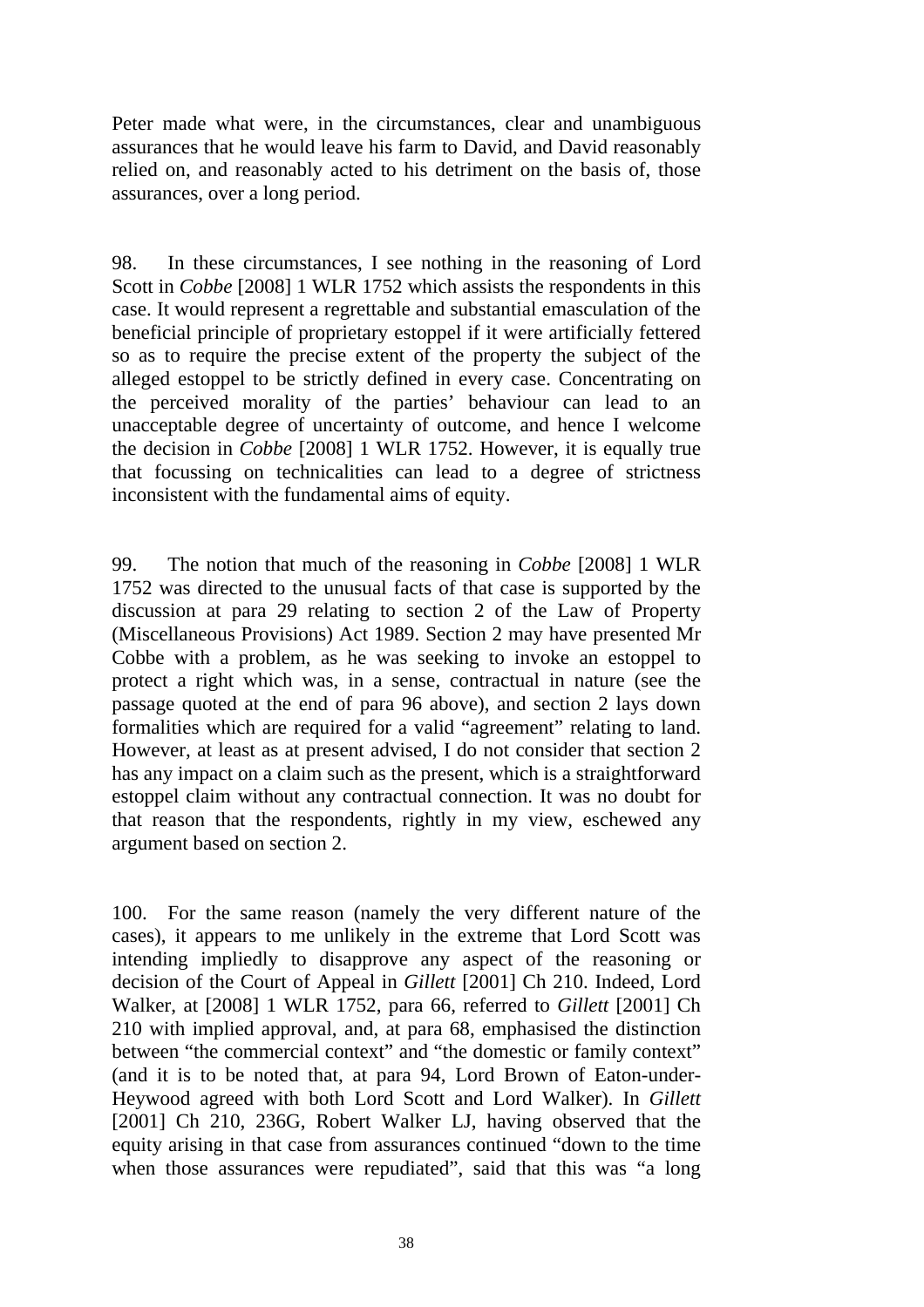Peter made what were, in the circumstances, clear and unambiguous assurances that he would leave his farm to David, and David reasonably relied on, and reasonably acted to his detriment on the basis of, those assurances, over a long period.

98. In these circumstances, I see nothing in the reasoning of Lord Scott in *Cobbe* [2008] 1 WLR 1752 which assists the respondents in this case. It would represent a regrettable and substantial emasculation of the beneficial principle of proprietary estoppel if it were artificially fettered so as to require the precise extent of the property the subject of the alleged estoppel to be strictly defined in every case. Concentrating on the perceived morality of the parties' behaviour can lead to an unacceptable degree of uncertainty of outcome, and hence I welcome the decision in *Cobbe* [2008] 1 WLR 1752. However, it is equally true that focussing on technicalities can lead to a degree of strictness inconsistent with the fundamental aims of equity.

99. The notion that much of the reasoning in *Cobbe* [2008] 1 WLR 1752 was directed to the unusual facts of that case is supported by the discussion at para 29 relating to section 2 of the Law of Property (Miscellaneous Provisions) Act 1989. Section 2 may have presented Mr Cobbe with a problem, as he was seeking to invoke an estoppel to protect a right which was, in a sense, contractual in nature (see the passage quoted at the end of para 96 above), and section 2 lays down formalities which are required for a valid "agreement" relating to land. However, at least as at present advised, I do not consider that section 2 has any impact on a claim such as the present, which is a straightforward estoppel claim without any contractual connection. It was no doubt for that reason that the respondents, rightly in my view, eschewed any argument based on section 2.

100. For the same reason (namely the very different nature of the cases), it appears to me unlikely in the extreme that Lord Scott was intending impliedly to disapprove any aspect of the reasoning or decision of the Court of Appeal in *Gillett* [2001] Ch 210. Indeed, Lord Walker, at [2008] 1 WLR 1752, para 66, referred to *Gillett* [2001] Ch 210 with implied approval, and, at para 68, emphasised the distinction between "the commercial context" and "the domestic or family context" (and it is to be noted that, at para 94, Lord Brown of Eaton-under-Heywood agreed with both Lord Scott and Lord Walker). In *Gillett* [2001] Ch 210, 236G, Robert Walker LJ, having observed that the equity arising in that case from assurances continued "down to the time when those assurances were repudiated", said that this was "a long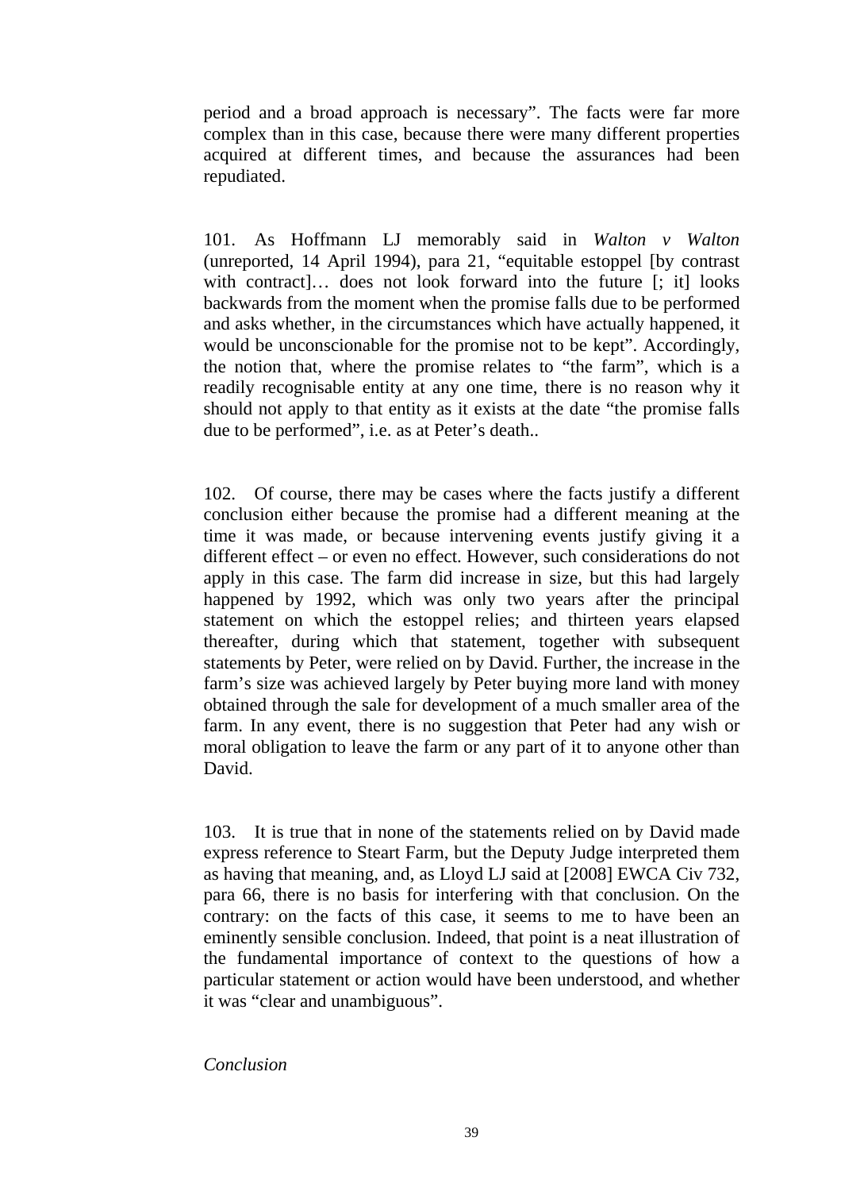period and a broad approach is necessary". The facts were far more complex than in this case, because there were many different properties acquired at different times, and because the assurances had been repudiated.

101. As Hoffmann LJ memorably said in *Walton v Walton* (unreported, 14 April 1994), para 21, "equitable estoppel [by contrast with contract]… does not look forward into the future [; it] looks backwards from the moment when the promise falls due to be performed and asks whether, in the circumstances which have actually happened, it would be unconscionable for the promise not to be kept". Accordingly, the notion that, where the promise relates to "the farm", which is a readily recognisable entity at any one time, there is no reason why it should not apply to that entity as it exists at the date "the promise falls due to be performed", i.e. as at Peter's death..

102. Of course, there may be cases where the facts justify a different conclusion either because the promise had a different meaning at the time it was made, or because intervening events justify giving it a different effect – or even no effect. However, such considerations do not apply in this case. The farm did increase in size, but this had largely happened by 1992, which was only two years after the principal statement on which the estoppel relies; and thirteen years elapsed thereafter, during which that statement, together with subsequent statements by Peter, were relied on by David. Further, the increase in the farm's size was achieved largely by Peter buying more land with money obtained through the sale for development of a much smaller area of the farm. In any event, there is no suggestion that Peter had any wish or moral obligation to leave the farm or any part of it to anyone other than David.

103. It is true that in none of the statements relied on by David made express reference to Steart Farm, but the Deputy Judge interpreted them as having that meaning, and, as Lloyd LJ said at [2008] EWCA Civ 732, para 66, there is no basis for interfering with that conclusion. On the contrary: on the facts of this case, it seems to me to have been an eminently sensible conclusion. Indeed, that point is a neat illustration of the fundamental importance of context to the questions of how a particular statement or action would have been understood, and whether it was "clear and unambiguous".

*Conclusion*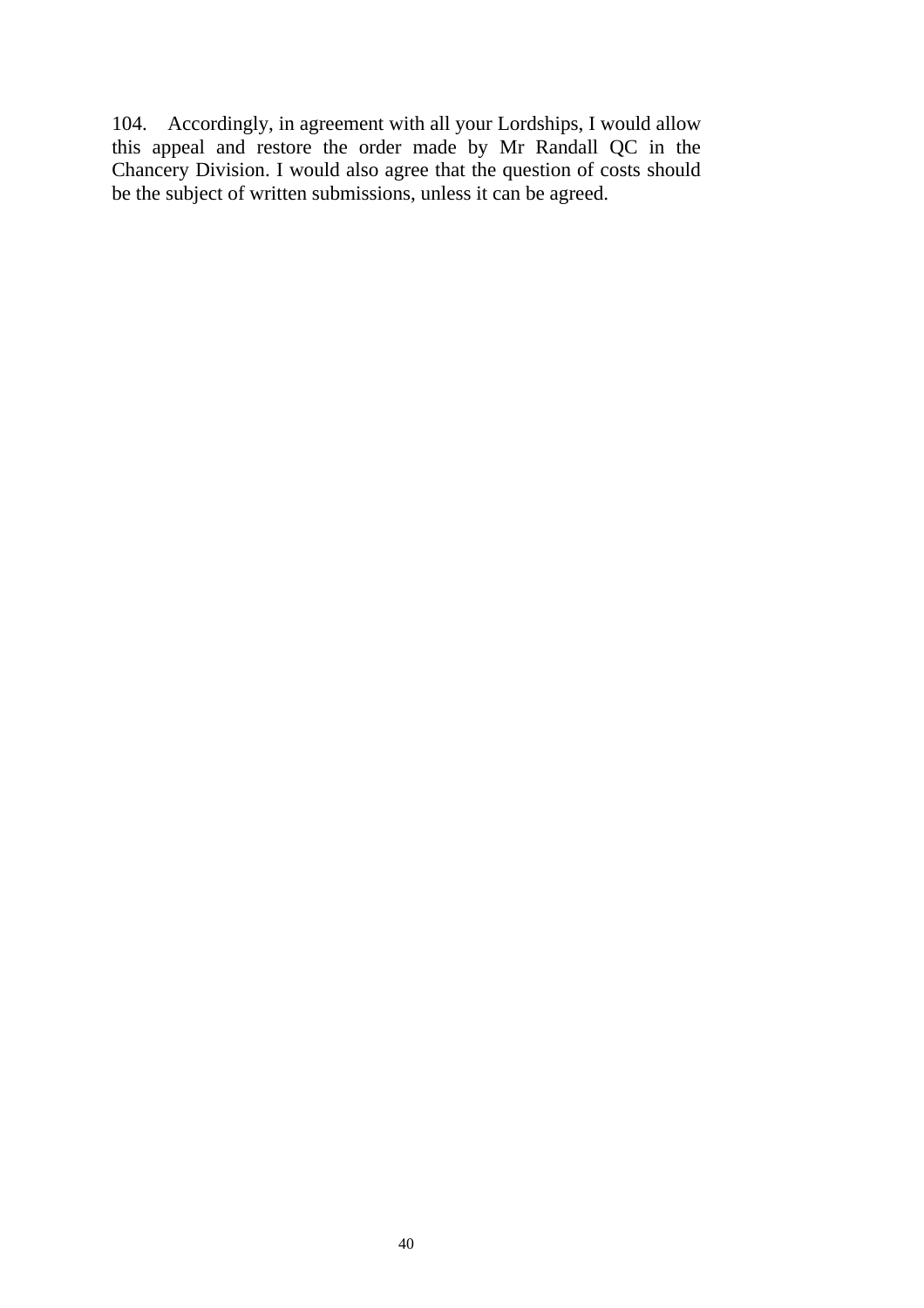104. Accordingly, in agreement with all your Lordships, I would allow this appeal and restore the order made by Mr Randall QC in the Chancery Division. I would also agree that the question of costs should be the subject of written submissions, unless it can be agreed.